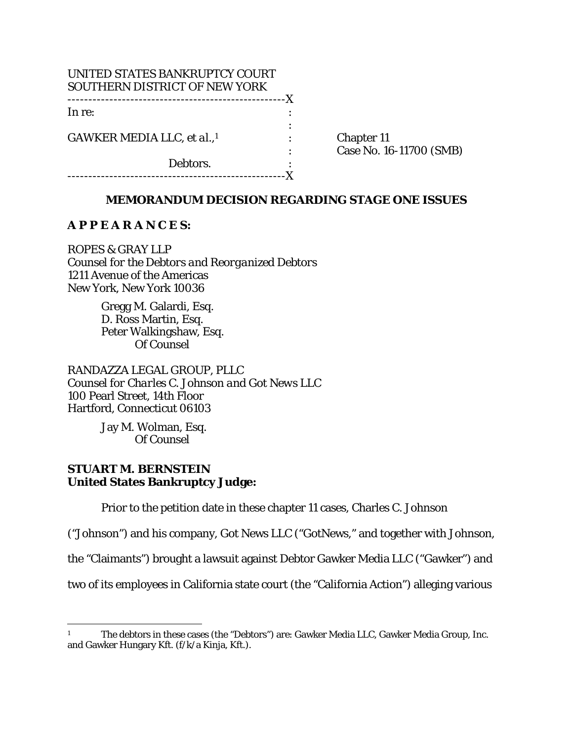UNITED STATES BANKRUPTCY COURT
SOUTHERN DISTRICT OF NEW YORK

```
---------------------------------------------------X
In re:                                             :
                                                   :
GAWKER MEDIA LLC, et al.,[1]                       :      Chapter 11
                                                   :      Case No. 16-11700 (SMB)
                    Debtors.                       :
---------------------------------------------------X
```

## MEMORANDUM DECISION REGARDING STAGE ONE ISSUES

**A P P E A R A N C E S:**

ROPES & GRAY LLP
*Counsel for the Debtors and Reorganized Debtors*
1211 Avenue of the Americas
New York, New York 10036

Gregg M. Galardi, Esq.
D. Ross Martin, Esq.
Peter Walkingshaw, Esq.
Of Counsel

RANDAZZA LEGAL GROUP, PLLC
*Counsel for Charles C. Johnson and Got News LLC*
100 Pearl Street, 14th Floor
Hartford, Connecticut 06103

Jay M. Wolman, Esq.
Of Counsel

**STUART M. BERNSTEIN**
**United States Bankruptcy Judge:**

Prior to the petition date in these chapter 11 cases, Charles C. Johnson ("Johnson") and his company, Got News LLC ("GotNews," and together with Johnson, the "Claimants") brought a lawsuit against Debtor Gawker Media LLC ("Gawker") and two of its employees in California state court (the "California Action") alleging various

---

[1] The debtors in these cases (the "Debtors") are: Gawker Media LLC, Gawker Media Group, Inc. and Gawker Hungary Kft. (f/k/a Kinja, Kft.).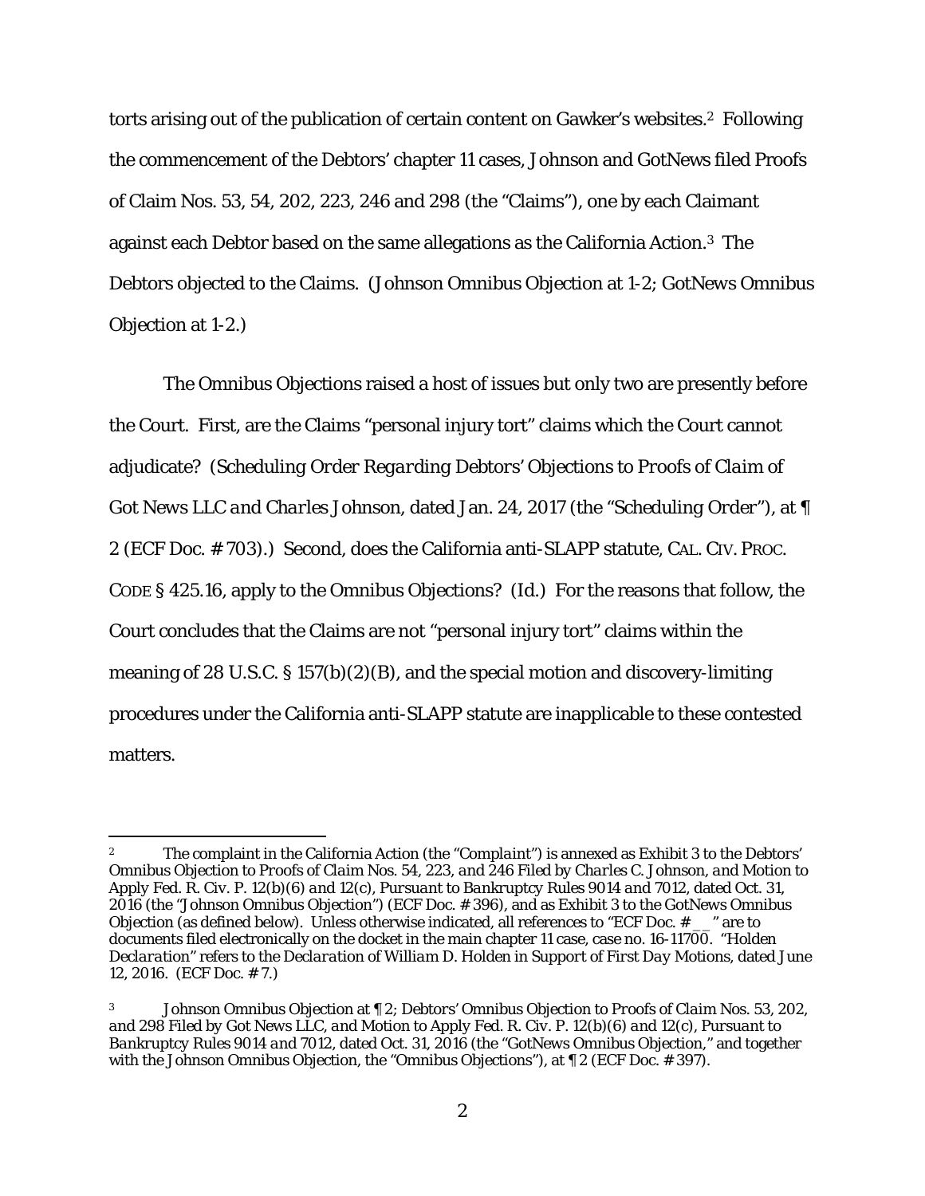torts arising out of the publication of certain content on Gawker's websites.[2] Following the commencement of the Debtors' chapter 11 cases, Johnson and GotNews filed Proofs of Claim Nos. 53, 54, 202, 223, 246 and 298 (the "Claims"), one by each Claimant against each Debtor based on the same allegations as the California Action.[3] The Debtors objected to the Claims. (Johnson Omnibus Objection at 1-2; GotNews Omnibus Objection at 1-2.)

The Omnibus Objections raised a host of issues but only two are presently before the Court. First, are the Claims "personal injury tort" claims which the Court cannot adjudicate? (*Scheduling Order Regarding Debtors' Objections to Proofs of Claim of Got News LLC and Charles Johnson*, dated Jan. 24, 2017 (the "Scheduling Order"), at ¶ 2 (ECF Doc. # 703).) Second, does the California anti-SLAPP statute, CAL. CIV. PROC. CODE § 425.16, apply to the Omnibus Objections? (*Id.*) For the reasons that follow, the Court concludes that the Claims are not "personal injury tort" claims within the meaning of 28 U.S.C. § 157(b)(2)(B), and the special motion and discovery-limiting procedures under the California anti-SLAPP statute are inapplicable to these contested matters.

---

[2] The complaint in the California Action (the "Complaint") is annexed as Exhibit 3 to the *Debtors' Omnibus Objection to Proofs of Claim Nos. 54, 223, and 246 Filed by Charles C. Johnson, and Motion to Apply Fed. R. Civ. P. 12(b)(6) and 12(c), Pursuant to Bankruptcy Rules 9014 and 7012*, dated Oct. 31, 2016 (the "Johnson Omnibus Objection") (ECF Doc. # 396), and as Exhibit 3 to the GotNews Omnibus Objection (as defined below). Unless otherwise indicated, all references to "ECF Doc. # __" are to documents filed electronically on the docket in the main chapter 11 case, case no. 16-11700. "Holden Declaration" refers to the *Declaration of William D. Holden in Support of First Day Motions*, dated June 12, 2016. (ECF Doc. # 7.)

[3] Johnson Omnibus Objection at ¶ 2; *Debtors' Omnibus Objection to Proofs of Claim Nos. 53, 202, and 298 Filed by Got News LLC, and Motion to Apply Fed. R. Civ. P. 12(b)(6) and 12(c), Pursuant to Bankruptcy Rules 9014 and 7012*, dated Oct. 31, 2016 (the "GotNews Omnibus Objection," and together with the Johnson Omnibus Objection, the "Omnibus Objections"), at ¶ 2 (ECF Doc. # 397).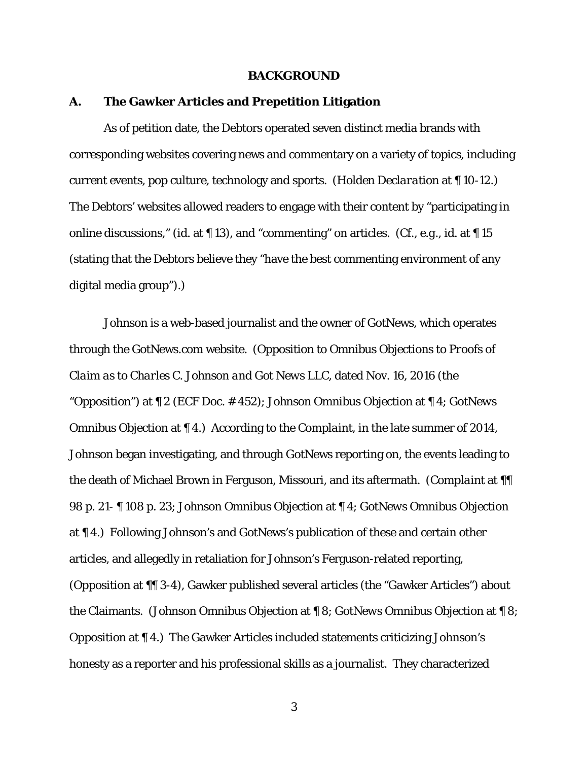## BACKGROUND

### A. The Gawker Articles and Prepetition Litigation

As of petition date, the Debtors operated seven distinct media brands with corresponding websites covering news and commentary on a variety of topics, including current events, pop culture, technology and sports. (*Holden Declaration* at ¶ 10-12.) The Debtors' websites allowed readers to engage with their content by "participating in online discussions," (*id.* at ¶ 13), and "commenting" on articles. (*Cf., e.g., id.* at ¶ 15 (stating that the Debtors believe they "have the best commenting environment of any digital media group").)

Johnson is a web-based journalist and the owner of GotNews, which operates through the GotNews.com website. (*Opposition to Omnibus Objections to Proofs of Claim as to Charles C. Johnson and Got News LLC*, dated Nov. 16, 2016 (the "Opposition") at ¶ 2 (ECF Doc. # 452); *Johnson Omnibus Objection* at ¶ 4; *GotNews Omnibus Objection* at ¶ 4.) According to the *Complaint*, in the late summer of 2014, Johnson began investigating, and through GotNews reporting on, the events leading to the death of Michael Brown in Ferguson, Missouri, and its aftermath. (*Complaint* at ¶¶ 98 p. 21- ¶ 108 p. 23; *Johnson Omnibus Objection* at ¶ 4; *GotNews Omnibus Objection* at ¶ 4.) Following Johnson's and GotNews's publication of these and certain other articles, and allegedly in retaliation for Johnson's Ferguson-related reporting, (*Opposition* at ¶¶ 3-4), Gawker published several articles (the "Gawker Articles") about the Claimants. (*Johnson Omnibus Objection* at ¶ 8; *GotNews Omnibus Objection* at ¶ 8; *Opposition* at ¶ 4.) The Gawker Articles included statements criticizing Johnson's honesty as a reporter and his professional skills as a journalist. They characterized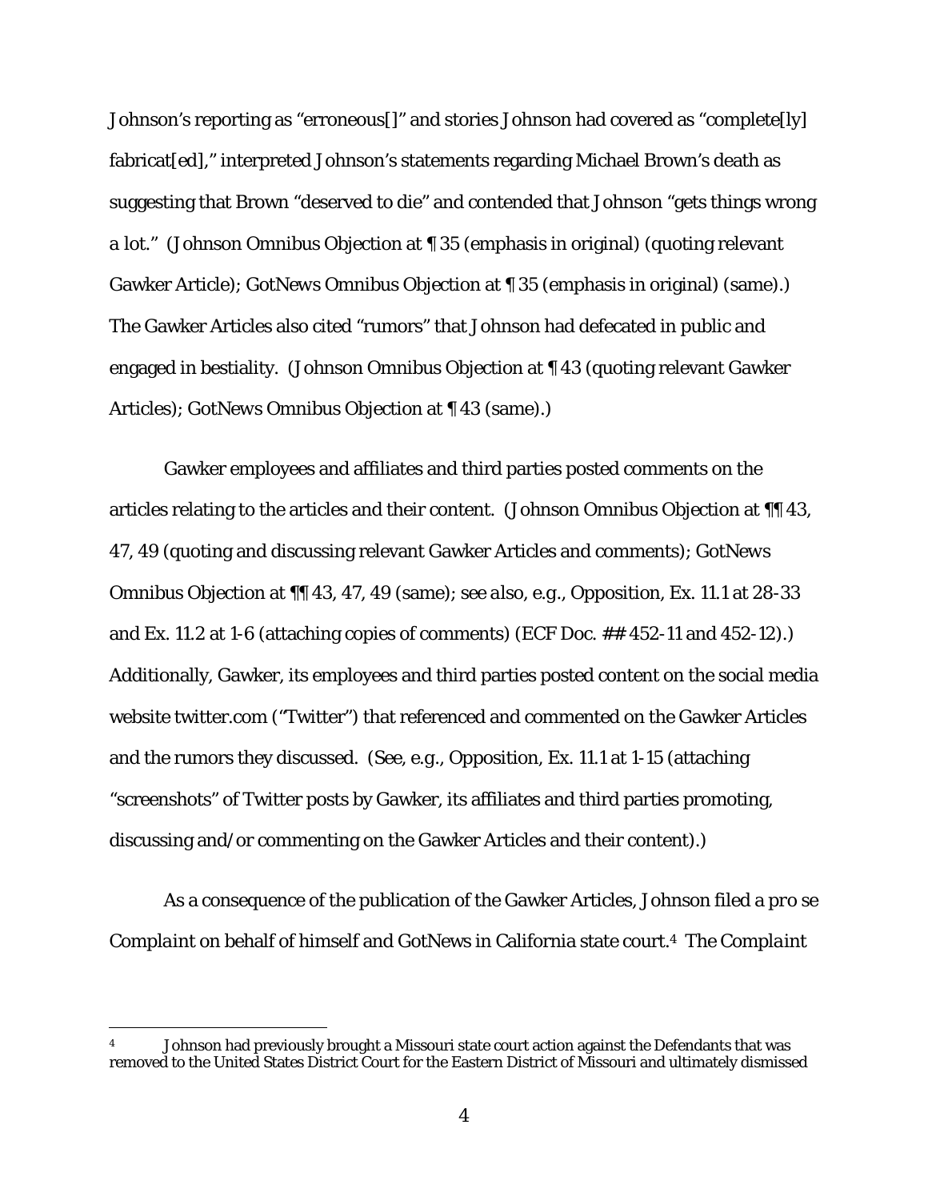Johnson's reporting as "erroneous[]" and stories Johnson had covered as "complete[ly] fabricat[ed]," interpreted Johnson's statements regarding Michael Brown's death as suggesting that Brown "deserved to die" and contended that Johnson "gets things wrong a lot." (Johnson Omnibus Objection at ¶ 35 (emphasis in original) (quoting relevant Gawker Article); GotNews Omnibus Objection at ¶ 35 (emphasis in original) (same).) The Gawker Articles also cited "rumors" that Johnson had defecated in public and engaged in bestiality. (Johnson Omnibus Objection at ¶ 43 (quoting relevant Gawker Articles); GotNews Omnibus Objection at ¶ 43 (same).)

Gawker employees and affiliates and third parties posted comments on the articles relating to the articles and their content. (Johnson Omnibus Objection at ¶¶ 43, 47, 49 (quoting and discussing relevant Gawker Articles and comments); GotNews Omnibus Objection at ¶¶ 43, 47, 49 (same); *see also, e.g.*, Opposition, Ex. 11.1 at 28-33 and Ex. 11.2 at 1-6 (attaching copies of comments) (ECF Doc. ## 452-11 and 452-12).) Additionally, Gawker, its employees and third parties posted content on the social media website twitter.com ("Twitter") that referenced and commented on the Gawker Articles and the rumors they discussed. (*See, e.g.*, Opposition, Ex. 11.1 at 1-15 (attaching "screenshots" of Twitter posts by Gawker, its affiliates and third parties promoting, discussing and/or commenting on the Gawker Articles and their content).)

As a consequence of the publication of the Gawker Articles, Johnson filed a *pro se* Complaint on behalf of himself and GotNews in California state court.[4] The *Complaint*

[4] Johnson had previously brought a Missouri state court action against the Defendants that was removed to the United States District Court for the Eastern District of Missouri and ultimately dismissed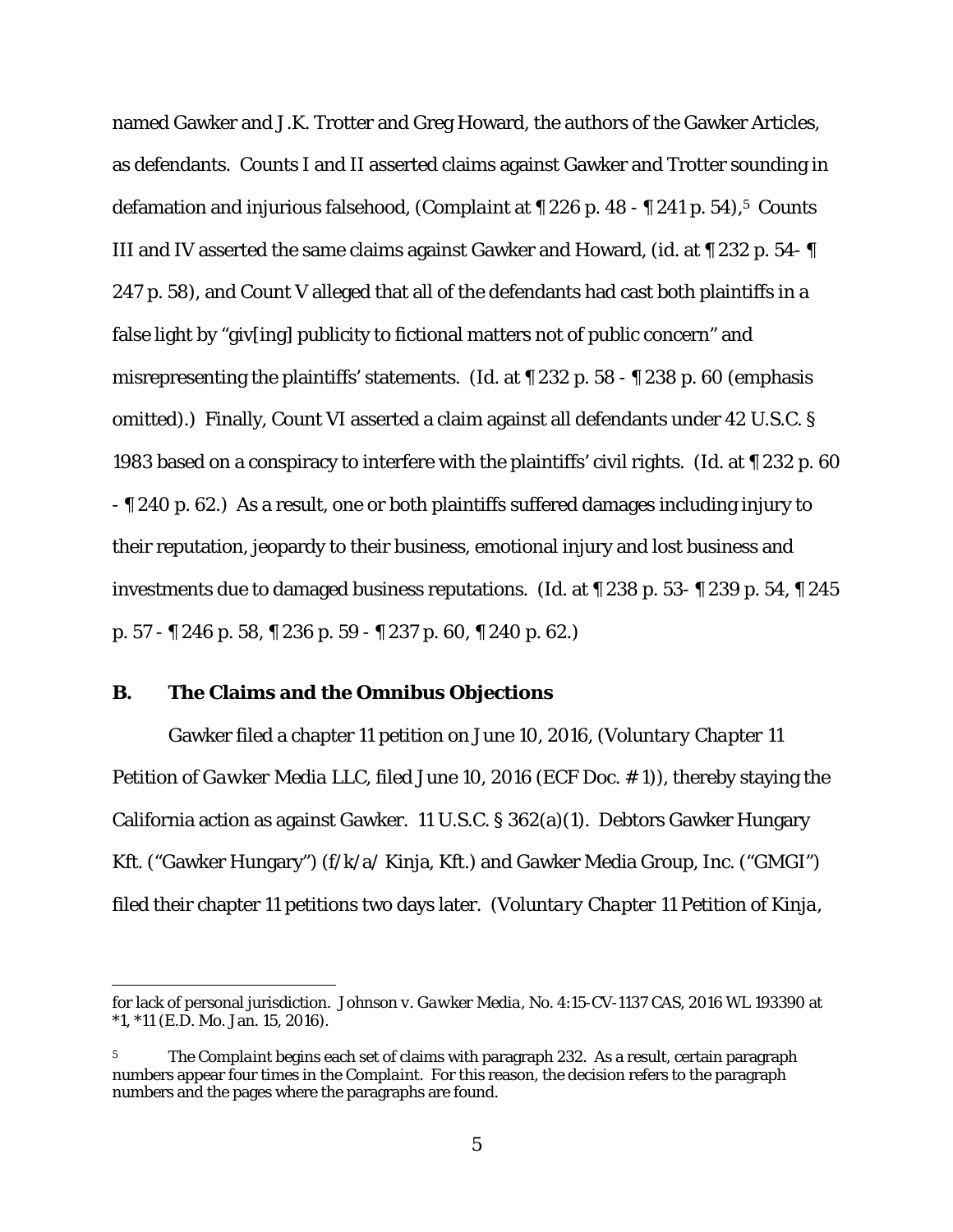named Gawker and J.K. Trotter and Greg Howard, the authors of the Gawker Articles, as defendants. Counts I and II asserted claims against Gawker and Trotter sounding in defamation and injurious falsehood, (*Complaint* at ¶ 226 p. 48 - ¶ 241 p. 54),[5] Counts III and IV asserted the same claims against Gawker and Howard, (*id.* at ¶ 232 p. 54- ¶ 247 p. 58), and Count V alleged that all of the defendants had cast both plaintiffs in a false light by "giv[ing] publicity to fictional matters not of public concern" and misrepresenting the plaintiffs' statements. (*Id.* at ¶ 232 p. 58 - ¶ 238 p. 60 (emphasis omitted).) Finally, Count VI asserted a claim against all defendants under 42 U.S.C. § 1983 based on a conspiracy to interfere with the plaintiffs' civil rights. (*Id.* at ¶ 232 p. 60 - ¶ 240 p. 62.) As a result, one or both plaintiffs suffered damages including injury to their reputation, jeopardy to their business, emotional injury and lost business and investments due to damaged business reputations. (*Id.* at ¶ 238 p. 53- ¶ 239 p. 54, ¶ 245 p. 57 - ¶ 246 p. 58, ¶ 236 p. 59 - ¶ 237 p. 60, ¶ 240 p. 62.)

### B. The Claims and the Omnibus Objections

Gawker filed a chapter 11 petition on June 10, 2016, (*Voluntary Chapter 11 Petition of Gawker Media LLC*, filed June 10, 2016 (ECF Doc. # 1)), thereby staying the California action as against Gawker. 11 U.S.C. § 362(a)(1). Debtors Gawker Hungary Kft. ("Gawker Hungary") (f/k/a/ Kinja, Kft.) and Gawker Media Group, Inc. ("GMGI") filed their chapter 11 petitions two days later. (*Voluntary Chapter 11 Petition of Kinja,*

---

for lack of personal jurisdiction. *Johnson v. Gawker Media*, No. 4:15-CV-1137 CAS, 2016 WL 193390 at \*1, \*11 (E.D. Mo. Jan. 15, 2016).

[5] The *Complaint* begins each set of claims with paragraph 232. As a result, certain paragraph numbers appear four times in the *Complaint*. For this reason, the decision refers to the paragraph numbers and the pages where the paragraphs are found.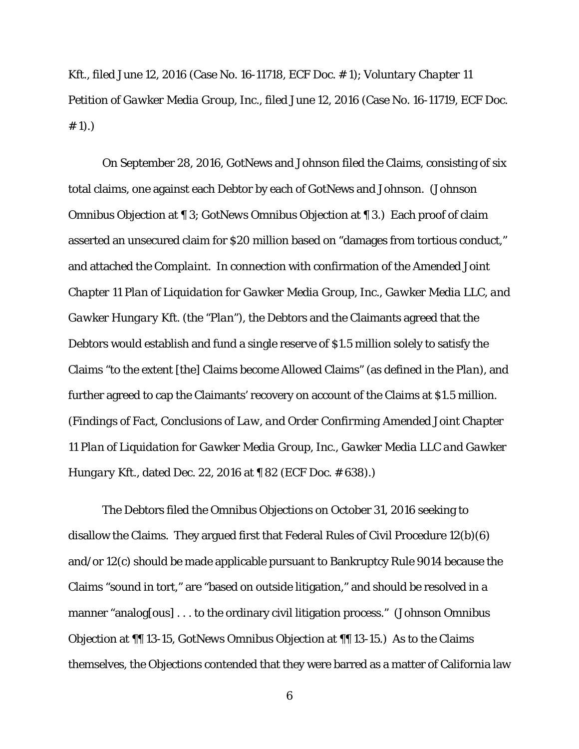Kft., filed June 12, 2016 (Case No. 16-11718, ECF Doc. # 1); *Voluntary Chapter 11 Petition of Gawker Media Group, Inc.*, filed June 12, 2016 (Case No. 16-11719, ECF Doc. # 1).)

On September 28, 2016, GotNews and Johnson filed the Claims, consisting of six total claims, one against each Debtor by each of GotNews and Johnson. (Johnson Omnibus Objection at ¶ 3; GotNews Omnibus Objection at ¶ 3.) Each proof of claim asserted an unsecured claim for $20 million based on "damages from tortious conduct," and attached the Complaint. In connection with confirmation of the *Amended Joint Chapter 11 Plan of Liquidation for Gawker Media Group, Inc., Gawker Media LLC, and Gawker Hungary Kft.* (the "*Plan*"), the Debtors and the Claimants agreed that the Debtors would establish and fund a single reserve of $1.5 million solely to satisfy the Claims "to the extent [the] Claims become Allowed Claims" (as defined in the *Plan*), and further agreed to cap the Claimants' recovery on account of the Claims at $1.5 million. (*Findings of Fact, Conclusions of Law, and Order Confirming Amended Joint Chapter 11 Plan of Liquidation for Gawker Media Group, Inc., Gawker Media LLC and Gawker Hungary Kft.*, dated Dec. 22, 2016 at ¶ 82 (ECF Doc. # 638).)

The Debtors filed the Omnibus Objections on October 31, 2016 seeking to disallow the Claims. They argued first that Federal Rules of Civil Procedure 12(b)(6) and/or 12(c) should be made applicable pursuant to Bankruptcy Rule 9014 because the Claims "sound in tort," are "based on outside litigation," and should be resolved in a manner "analog[ous] . . . to the ordinary civil litigation process." (Johnson Omnibus Objection at ¶¶ 13-15, GotNews Omnibus Objection at ¶¶ 13-15.) As to the Claims themselves, the Objections contended that they were barred as a matter of California law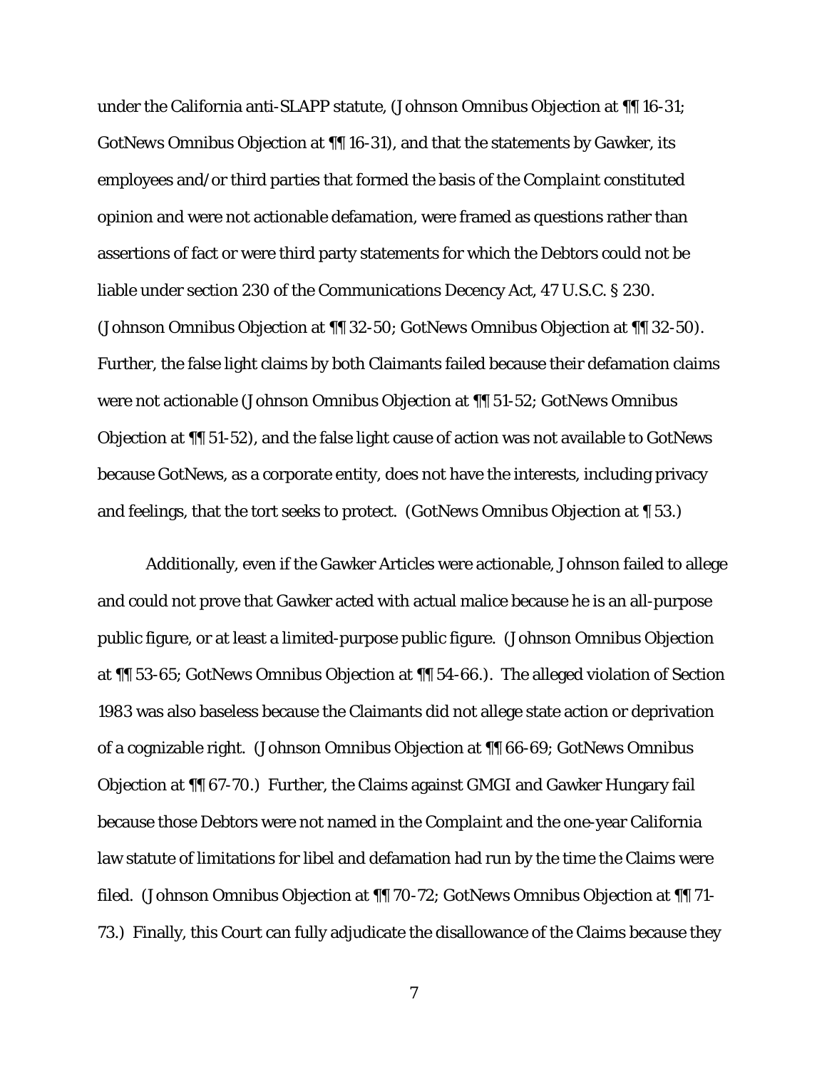under the California anti-SLAPP statute, (Johnson Omnibus Objection at ¶¶ 16-31; GotNews Omnibus Objection at ¶¶ 16-31), and that the statements by Gawker, its employees and/or third parties that formed the basis of the *Complaint* constituted opinion and were not actionable defamation, were framed as questions rather than assertions of fact or were third party statements for which the Debtors could not be liable under section 230 of the Communications Decency Act, 47 U.S.C. § 230. (Johnson Omnibus Objection at ¶¶ 32-50; GotNews Omnibus Objection at ¶¶ 32-50). Further, the false light claims by both Claimants failed because their defamation claims were not actionable (Johnson Omnibus Objection at ¶¶ 51-52; GotNews Omnibus Objection at ¶¶ 51-52), and the false light cause of action was not available to GotNews because GotNews, as a corporate entity, does not have the interests, including privacy and feelings, that the tort seeks to protect. (GotNews Omnibus Objection at ¶ 53.)

Additionally, even if the Gawker Articles were actionable, Johnson failed to allege and could not prove that Gawker acted with actual malice because he is an all-purpose public figure, or at least a limited-purpose public figure. (Johnson Omnibus Objection at ¶¶ 53-65; GotNews Omnibus Objection at ¶¶ 54-66.). The alleged violation of Section 1983 was also baseless because the Claimants did not allege state action or deprivation of a cognizable right. (Johnson Omnibus Objection at ¶¶ 66-69; GotNews Omnibus Objection at ¶¶ 67-70.) Further, the Claims against GMGI and Gawker Hungary fail because those Debtors were not named in the *Complaint* and the one-year California law statute of limitations for libel and defamation had run by the time the Claims were filed. (Johnson Omnibus Objection at ¶¶ 70-72; GotNews Omnibus Objection at ¶¶ 71-73.) Finally, this Court can fully adjudicate the disallowance of the Claims because they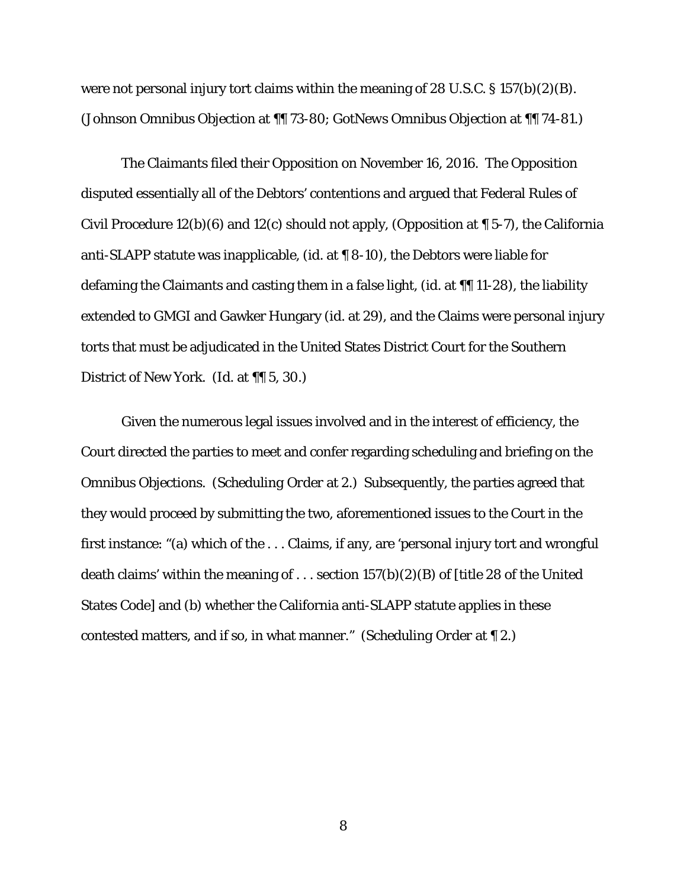were not personal injury tort claims within the meaning of 28 U.S.C. § 157(b)(2)(B). (*Johnson Omnibus Objection* at ¶¶ 73-80; *GotNews Omnibus Objection* at ¶¶ 74-81.)

The Claimants filed their Opposition on November 16, 2016. The Opposition disputed essentially all of the Debtors' contentions and argued that Federal Rules of Civil Procedure 12(b)(6) and 12(c) should not apply, (*Opposition* at ¶ 5-7), the California anti-SLAPP statute was inapplicable, (*id.* at ¶ 8-10), the Debtors were liable for defaming the Claimants and casting them in a false light, (*id.* at ¶¶ 11-28), the liability extended to GMGI and Gawker Hungary (*id.* at 29), and the Claims were personal injury torts that must be adjudicated in the United States District Court for the Southern District of New York. (*Id.* at ¶¶ 5, 30.)

Given the numerous legal issues involved and in the interest of efficiency, the Court directed the parties to meet and confer regarding scheduling and briefing on the Omnibus Objections. (*Scheduling Order* at 2.) Subsequently, the parties agreed that they would proceed by submitting the two, aforementioned issues to the Court in the first instance: "(a) which of the . . . Claims, if any, are 'personal injury tort and wrongful death claims' within the meaning of . . . section 157(b)(2)(B) of [title 28 of the United States Code] and (b) whether the California anti-SLAPP statute applies in these contested matters, and if so, in what manner." (*Scheduling Order* at ¶ 2.)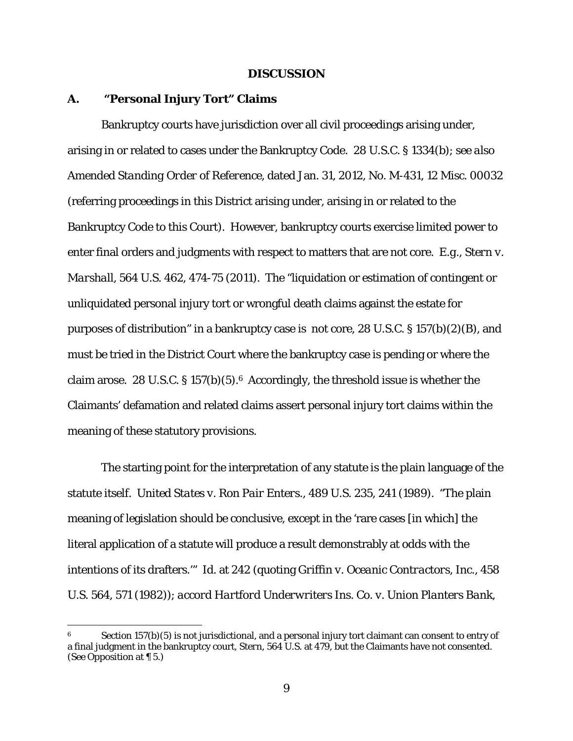## DISCUSSION

### A. "Personal Injury Tort" Claims

Bankruptcy courts have jurisdiction over all civil proceedings arising under, arising in or related to cases under the Bankruptcy Code. 28 U.S.C. § 1334(b); *see also Amended Standing Order of Reference*, dated Jan. 31, 2012, No. M-431, 12 Misc. 00032 (referring proceedings in this District arising under, arising in or related to the Bankruptcy Code to this Court). However, bankruptcy courts exercise limited power to enter final orders and judgments with respect to matters that are not core. *E.g.*, *Stern v. Marshall*, 564 U.S. 462, 474-75 (2011). The "liquidation or estimation of contingent or unliquidated personal injury tort or wrongful death claims against the estate for purposes of distribution" in a bankruptcy case is not core, 28 U.S.C. § 157(b)(2)(B), and must be tried in the District Court where the bankruptcy case is pending or where the claim arose. 28 U.S.C. § 157(b)(5).[6] Accordingly, the threshold issue is whether the Claimants' defamation and related claims assert personal injury tort claims within the meaning of these statutory provisions.

The starting point for the interpretation of any statute is the plain language of the statute itself. *United States v. Ron Pair Enters.*, 489 U.S. 235, 241 (1989). "The plain meaning of legislation should be conclusive, except in the 'rare cases [in which] the literal application of a statute will produce a result demonstrably at odds with the intentions of its drafters.'" *Id.* at 242 (quoting *Griffin v. Oceanic Contractors, Inc.*, 458 U.S. 564, 571 (1982)); *accord Hartford Underwriters Ins. Co. v. Union Planters Bank,*

---

[6] Section 157(b)(5) is not jurisdictional, and a personal injury tort claimant can consent to entry of a final judgment in the bankruptcy court, *Stern*, 564 U.S. at 479, but the Claimants have not consented. (*See* Opposition at ¶ 5.)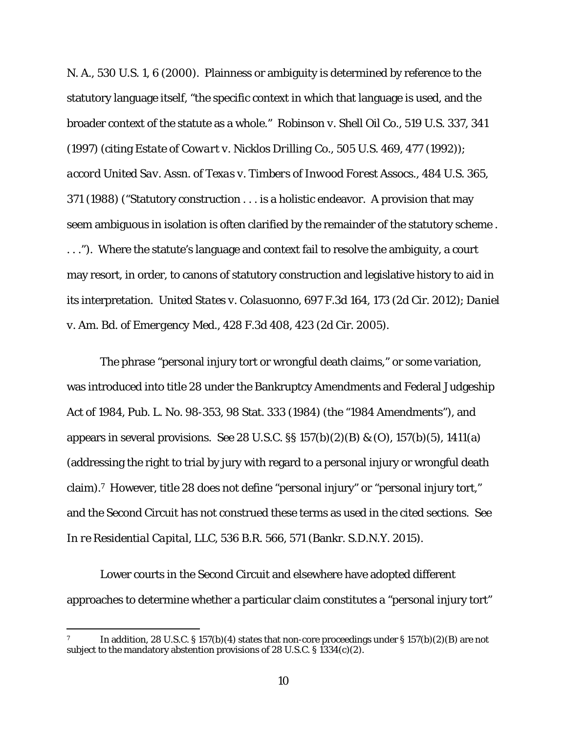N. A., 530 U.S. 1, 6 (2000). Plainness or ambiguity is determined by reference to the statutory language itself, "the specific context in which that language is used, and the broader context of the statute as a whole." *Robinson v. Shell Oil Co.*, 519 U.S. 337, 341 (1997) (citing *Estate of Cowart v. Nicklos Drilling Co.*, 505 U.S. 469, 477 (1992)); *accord United Sav. Assn. of Texas v. Timbers of Inwood Forest Assocs.*, 484 U.S. 365, 371 (1988) ("Statutory construction . . . is a holistic endeavor. A provision that may seem ambiguous in isolation is often clarified by the remainder of the statutory scheme . . . ."). Where the statute's language and context fail to resolve the ambiguity, a court may resort, in order, to canons of statutory construction and legislative history to aid in its interpretation. *United States v. Colasuonno*, 697 F.3d 164, 173 (2d Cir. 2012); *Daniel v. Am. Bd. of Emergency Med.*, 428 F.3d 408, 423 (2d Cir. 2005).

The phrase "personal injury tort or wrongful death claims," or some variation, was introduced into title 28 under the Bankruptcy Amendments and Federal Judgeship Act of 1984, Pub. L. No. 98-353, 98 Stat. 333 (1984) (the "1984 Amendments"), and appears in several provisions. *See* 28 U.S.C. §§ 157(b)(2)(B) & (O), 157(b)(5), 1411(a) (addressing the right to trial by jury with regard to a personal injury or wrongful death claim).[7] However, title 28 does not define "personal injury" or "personal injury tort," and the Second Circuit has not construed these terms as used in the cited sections. *See In re Residential Capital, LLC*, 536 B.R. 566, 571 (Bankr. S.D.N.Y. 2015).

Lower courts in the Second Circuit and elsewhere have adopted different approaches to determine whether a particular claim constitutes a "personal injury tort"

---

[7] In addition, 28 U.S.C. § 157(b)(4) states that non-core proceedings under § 157(b)(2)(B) are not subject to the mandatory abstention provisions of 28 U.S.C. § 1334(c)(2).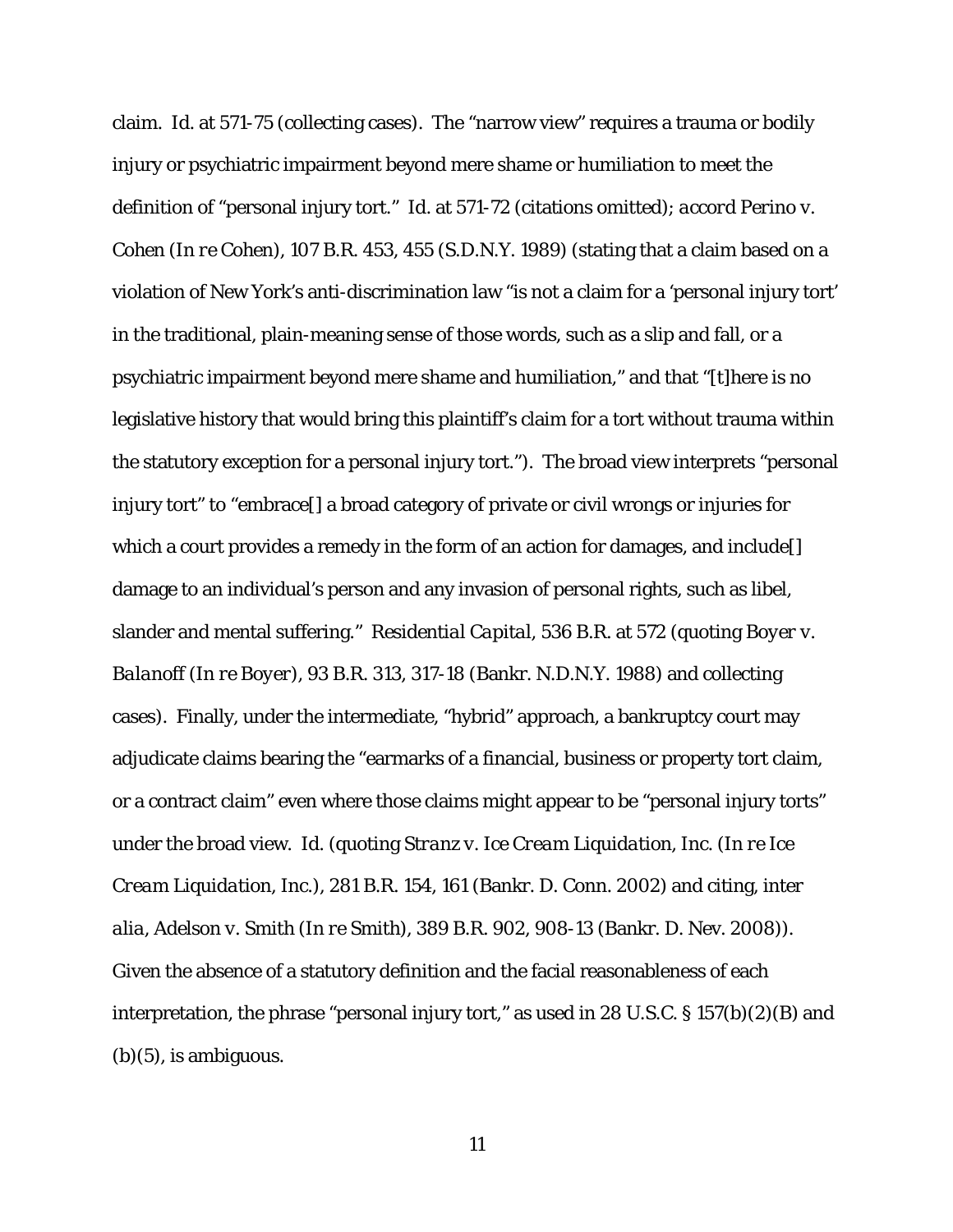claim. *Id.* at 571-75 (collecting cases). The "narrow view" requires a trauma or bodily injury or psychiatric impairment beyond mere shame or humiliation to meet the definition of "personal injury tort." *Id.* at 571-72 (citations omitted); *accord Perino v. Cohen (In re Cohen)*, 107 B.R. 453, 455 (S.D.N.Y. 1989) (stating that a claim based on a violation of New York's anti-discrimination law "is not a claim for a 'personal injury tort' in the traditional, plain-meaning sense of those words, such as a slip and fall, or a psychiatric impairment beyond mere shame and humiliation," and that "[t]here is no legislative history that would bring this plaintiff's claim for a tort without trauma within the statutory exception for a personal injury tort."). The broad view interprets "personal injury tort" to "embrace[] a broad category of private or civil wrongs or injuries for which a court provides a remedy in the form of an action for damages, and include[] damage to an individual's person and any invasion of personal rights, such as libel, slander and mental suffering." *Residential Capital*, 536 B.R. at 572 (quoting *Boyer v. Balanoff (In re Boyer)*, 93 B.R. 313, 317-18 (Bankr. N.D.N.Y. 1988) and collecting cases). Finally, under the intermediate, "hybrid" approach, a bankruptcy court may adjudicate claims bearing the "earmarks of a financial, business or property tort claim, or a contract claim" even where those claims might appear to be "personal injury torts" under the broad view. *Id.* (quoting *Stranz v. Ice Cream Liquidation, Inc. (In re Ice Cream Liquidation, Inc.)*, 281 B.R. 154, 161 (Bankr. D. Conn. 2002) and citing, *inter alia*, *Adelson v. Smith (In re Smith)*, 389 B.R. 902, 908-13 (Bankr. D. Nev. 2008)). Given the absence of a statutory definition and the facial reasonableness of each interpretation, the phrase "personal injury tort," as used in 28 U.S.C. § 157(b)(2)(B) and (b)(5), is ambiguous.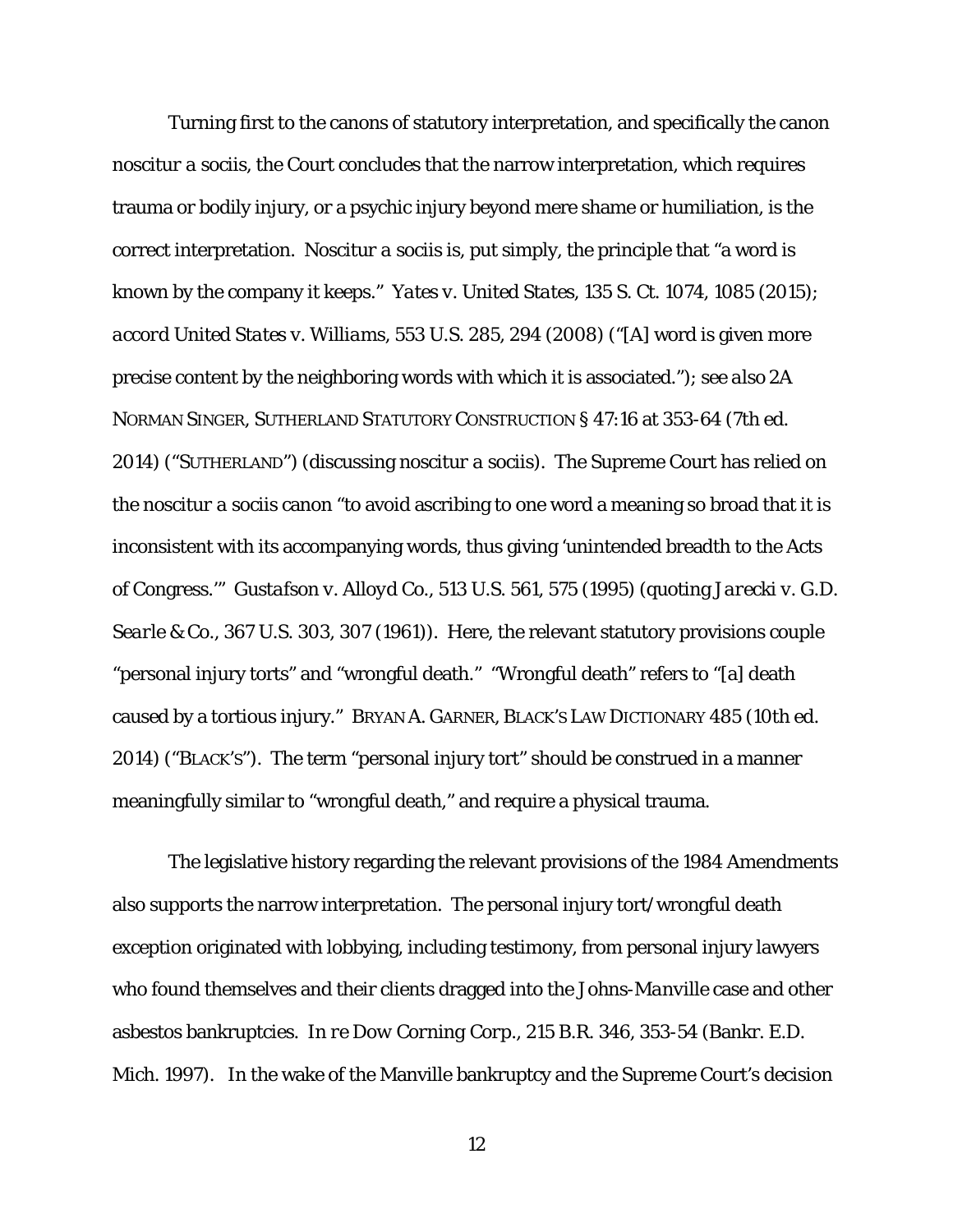Turning first to the canons of statutory interpretation, and specifically the canon *noscitur a sociis*, the Court concludes that the narrow interpretation, which requires trauma or bodily injury, or a psychic injury beyond mere shame or humiliation, is the correct interpretation. *Noscitur a sociis* is, put simply, the principle that "a word is known by the company it keeps." *Yates v. United States*, 135 S. Ct. 1074, 1085 (2015); *accord United States v. Williams*, 553 U.S. 285, 294 (2008) ("[A] word is given more precise content by the neighboring words with which it is associated."); *see also* 2A NORMAN SINGER, SUTHERLAND STATUTORY CONSTRUCTION § 47:16 at 353-64 (7th ed. 2014) ("SUTHERLAND") (discussing *noscitur a sociis*). The Supreme Court has relied on the *noscitur a sociis* canon "to avoid ascribing to one word a meaning so broad that it is inconsistent with its accompanying words, thus giving 'unintended breadth to the Acts of Congress.'" *Gustafson v. Alloyd Co.*, 513 U.S. 561, 575 (1995) (quoting *Jarecki v. G.D. Searle & Co.*, 367 U.S. 303, 307 (1961)). Here, the relevant statutory provisions couple "personal injury torts" and "wrongful death." "Wrongful death" refers to "[a] death caused by a tortious injury." BRYAN A. GARNER, BLACK'S LAW DICTIONARY 485 (10th ed. 2014) ("BLACK'S"). The term "personal injury tort" should be construed in a manner meaningfully similar to "wrongful death," and require a physical trauma.

The legislative history regarding the relevant provisions of the 1984 Amendments also supports the narrow interpretation. The personal injury tort/wrongful death exception originated with lobbying, including testimony, from personal injury lawyers who found themselves and their clients dragged into the *Johns-Manville* case and other asbestos bankruptcies. *In re Dow Corning Corp.*, 215 B.R. 346, 353-54 (Bankr. E.D. Mich. 1997). In the wake of the Manville bankruptcy and the Supreme Court's decision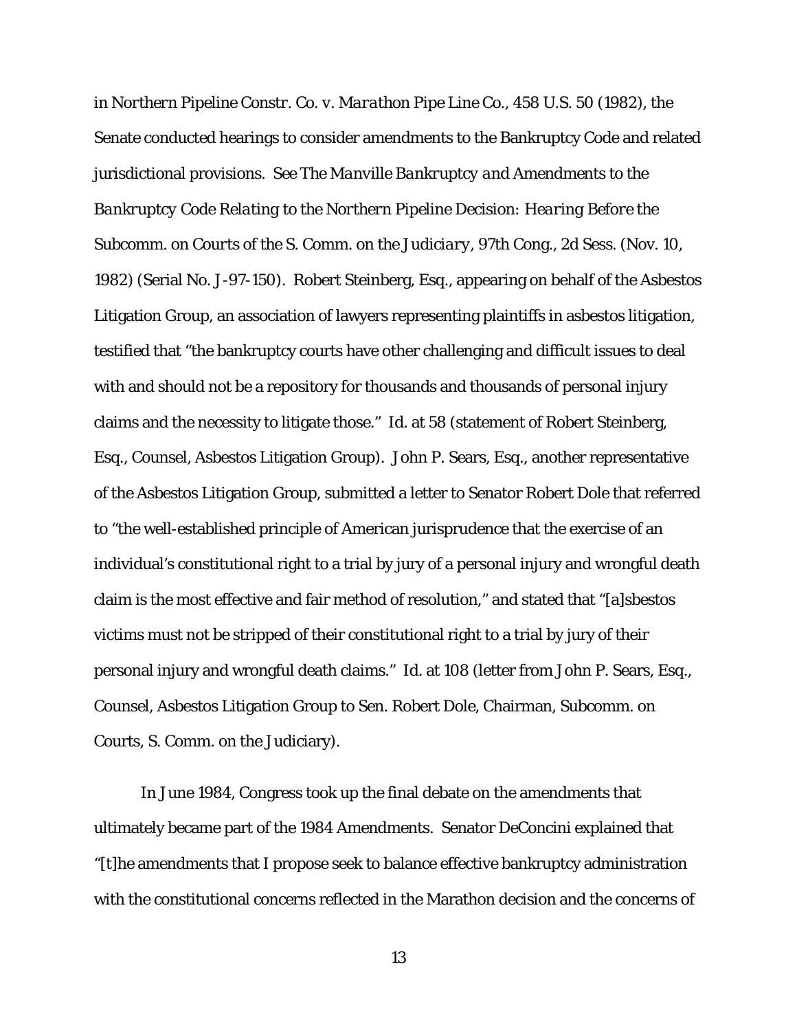in *Northern Pipeline Constr. Co. v. Marathon Pipe Line Co.*, 458 U.S. 50 (1982), the Senate conducted hearings to consider amendments to the Bankruptcy Code and related jurisdictional provisions. *See The Manville Bankruptcy and Amendments to the Bankruptcy Code Relating to the Northern Pipeline Decision: Hearing Before the Subcomm. on Courts of the S. Comm. on the Judiciary*, 97th Cong., 2d Sess. (Nov. 10, 1982) (Serial No. J-97-150). Robert Steinberg, Esq., appearing on behalf of the Asbestos Litigation Group, an association of lawyers representing plaintiffs in asbestos litigation, testified that "the bankruptcy courts have other challenging and difficult issues to deal with and should not be a repository for thousands and thousands of personal injury claims and the necessity to litigate those." *Id.* at 58 (statement of Robert Steinberg, Esq., Counsel, Asbestos Litigation Group). John P. Sears, Esq., another representative of the Asbestos Litigation Group, submitted a letter to Senator Robert Dole that referred to "the well-established principle of American jurisprudence that the exercise of an individual's constitutional right to a trial by jury of a personal injury and wrongful death claim is the most effective and fair method of resolution," and stated that "[a]sbestos victims must not be stripped of their constitutional right to a trial by jury of their personal injury and wrongful death claims." *Id.* at 108 (letter from John P. Sears, Esq., Counsel, Asbestos Litigation Group to Sen. Robert Dole, Chairman, Subcomm. on Courts, S. Comm. on the Judiciary).

In June 1984, Congress took up the final debate on the amendments that ultimately became part of the 1984 Amendments. Senator DeConcini explained that "[t]he amendments that I propose seek to balance effective bankruptcy administration with the constitutional concerns reflected in the Marathon decision and the concerns of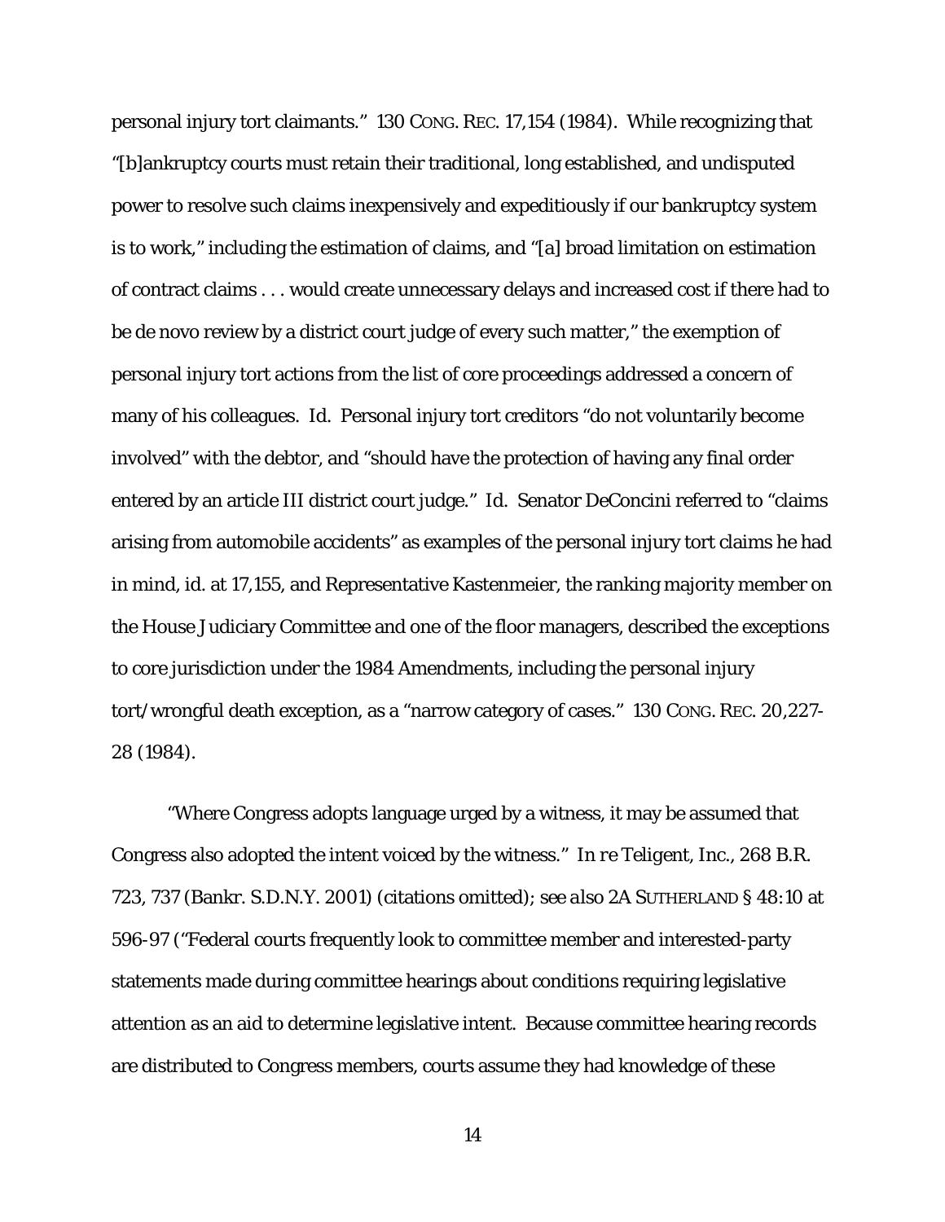personal injury tort claimants." 130 CONG. REC. 17,154 (1984). While recognizing that "[b]ankruptcy courts must retain their traditional, long established, and undisputed power to resolve such claims inexpensively and expeditiously if our bankruptcy system is to work," including the estimation of claims, and "[a] broad limitation on estimation of contract claims . . . would create unnecessary delays and increased cost if there had to be de novo review by a district court judge of every such matter," the exemption of personal injury tort actions from the list of core proceedings addressed a concern of many of his colleagues. *Id.* Personal injury tort creditors "do not voluntarily become involved" with the debtor, and "should have the protection of having any final order entered by an article III district court judge." *Id.* Senator DeConcini referred to "claims arising from automobile accidents" as examples of the personal injury tort claims he had in mind, *id.* at 17,155, and Representative Kastenmeier, the ranking majority member on the House Judiciary Committee and one of the floor managers, described the exceptions to core jurisdiction under the 1984 Amendments, including the personal injury tort/wrongful death exception, as a "narrow category of cases." 130 CONG. REC. 20,227-28 (1984).

"Where Congress adopts language urged by a witness, it may be assumed that Congress also adopted the intent voiced by the witness." *In re Teligent, Inc.*, 268 B.R. 723, 737 (Bankr. S.D.N.Y. 2001) (citations omitted); *see also* 2A SUTHERLAND § 48:10 at 596-97 ("Federal courts frequently look to committee member and interested-party statements made during committee hearings about conditions requiring legislative attention as an aid to determine legislative intent. Because committee hearing records are distributed to Congress members, courts assume they had knowledge of these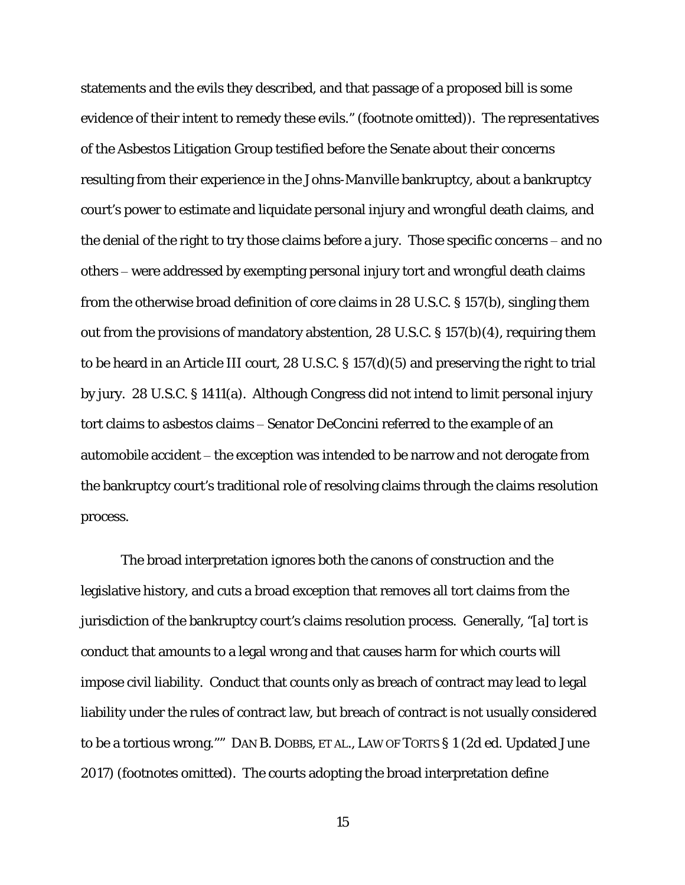statements and the evils they described, and that passage of a proposed bill is some evidence of their intent to remedy these evils." (footnote omitted)). The representatives of the Asbestos Litigation Group testified before the Senate about their concerns resulting from their experience in the *Johns-Manville* bankruptcy, about a bankruptcy court's power to estimate and liquidate personal injury and wrongful death claims, and the denial of the right to try those claims before a jury. Those specific concerns – and no others – were addressed by exempting personal injury tort and wrongful death claims from the otherwise broad definition of core claims in 28 U.S.C. § 157(b), singling them out from the provisions of mandatory abstention, 28 U.S.C. § 157(b)(4), requiring them to be heard in an Article III court, 28 U.S.C. § 157(d)(5) and preserving the right to trial by jury. 28 U.S.C. § 1411(a). Although Congress did not intend to limit personal injury tort claims to asbestos claims – Senator DeConcini referred to the example of an automobile accident – the exception was intended to be narrow and not derogate from the bankruptcy court's traditional role of resolving claims through the claims resolution process.

The broad interpretation ignores both the canons of construction and the legislative history, and cuts a broad exception that removes all tort claims from the jurisdiction of the bankruptcy court's claims resolution process. Generally, "[a] tort is conduct that amounts to a legal wrong and that causes harm for which courts will impose civil liability. Conduct that counts only as breach of contract may lead to legal liability under the rules of contract law, but breach of contract is not usually considered to be a tortious wrong."" DAN B. DOBBS, ET AL., LAW OF TORTS § 1 (2d ed. Updated June 2017) (footnotes omitted). The courts adopting the broad interpretation define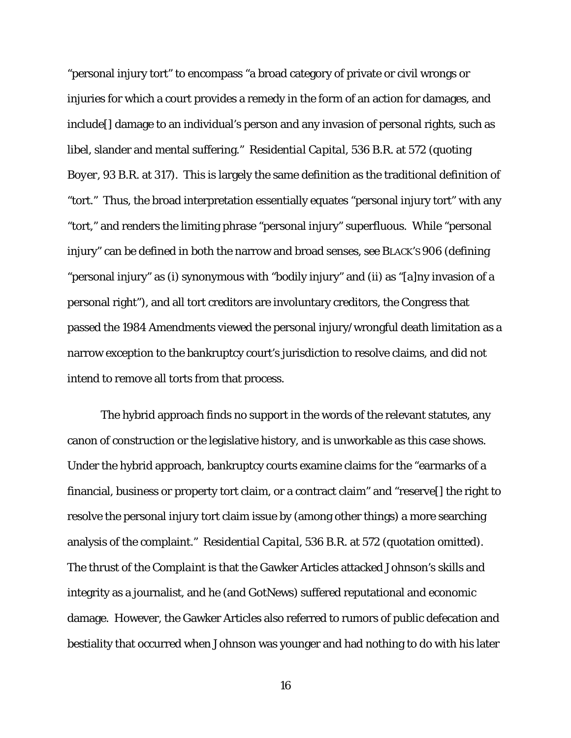"personal injury tort" to encompass "a broad category of private or civil wrongs or injuries for which a court provides a remedy in the form of an action for damages, and include[] damage to an individual's person and any invasion of personal rights, such as libel, slander and mental suffering." *Residential Capital*, 536 B.R. at 572 (quoting *Boyer*, 93 B.R. at 317). This is largely the same definition as the traditional definition of "tort." Thus, the broad interpretation essentially equates "personal injury tort" with any "tort," and renders the limiting phrase "personal injury" superfluous. While "personal injury" can be defined in both the narrow and broad senses, *see* BLACK'S 906 (defining "personal injury" as (i) synonymous with "bodily injury" and (ii) as "[a]ny invasion of a personal right"), and all tort creditors are involuntary creditors, the Congress that passed the 1984 Amendments viewed the personal injury/wrongful death limitation as a narrow exception to the bankruptcy court's jurisdiction to resolve claims, and did not intend to remove all torts from that process.

The hybrid approach finds no support in the words of the relevant statutes, any canon of construction or the legislative history, and is unworkable as this case shows. Under the hybrid approach, bankruptcy courts examine claims for the "earmarks of a financial, business or property tort claim, or a contract claim" and "reserve[] the right to resolve the personal injury tort claim issue by (among other things) a more searching analysis of the complaint." *Residential Capital*, 536 B.R. at 572 (quotation omitted). The thrust of the Complaint is that the Gawker Articles attacked Johnson's skills and integrity as a journalist, and he (and GotNews) suffered reputational and economic damage. However, the Gawker Articles also referred to rumors of public defecation and bestiality that occurred when Johnson was younger and had nothing to do with his later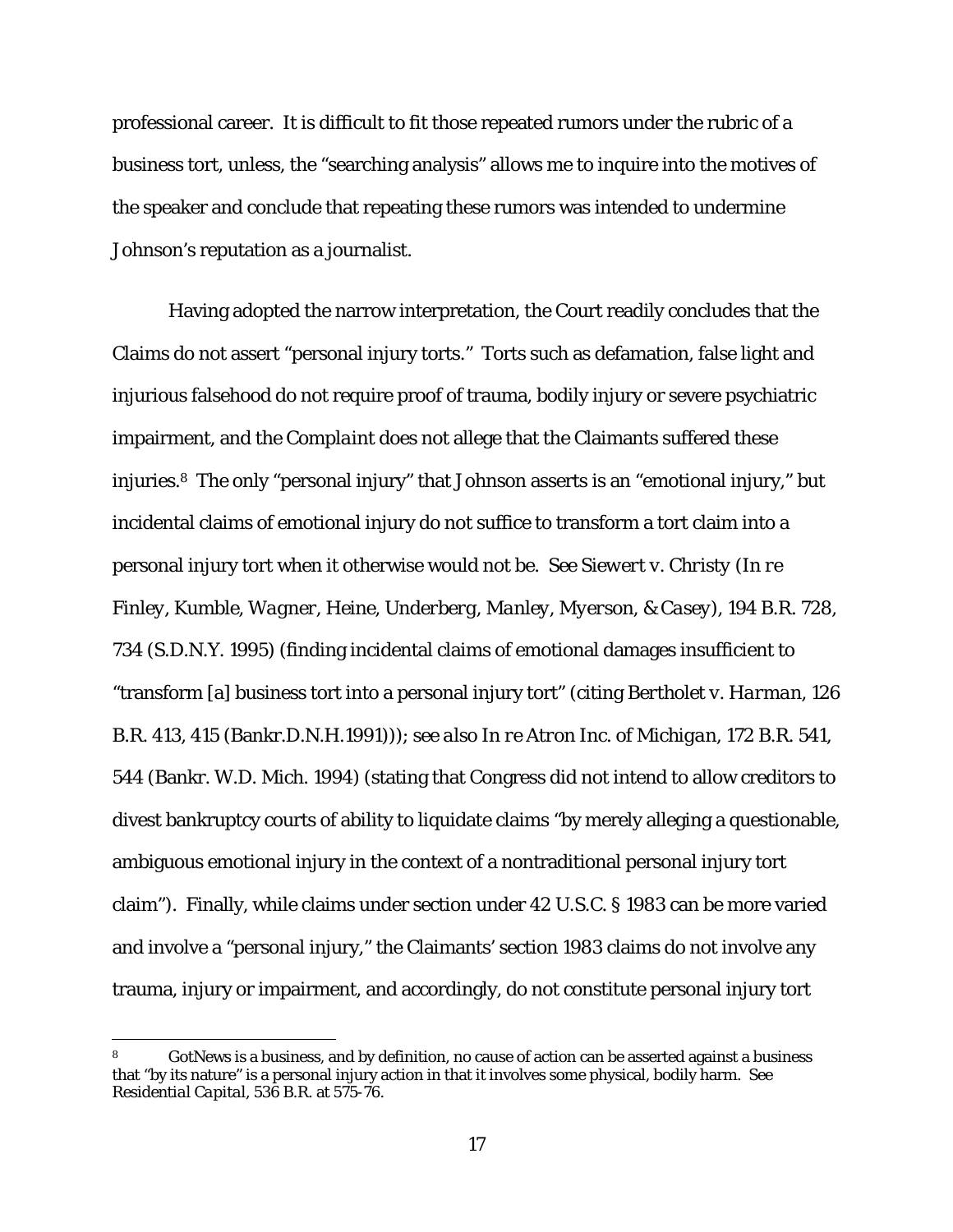professional career. It is difficult to fit those repeated rumors under the rubric of a business tort, unless, the "searching analysis" allows me to inquire into the motives of the speaker and conclude that repeating these rumors was intended to undermine Johnson's reputation as a journalist.

Having adopted the narrow interpretation, the Court readily concludes that the Claims do not assert "personal injury torts." Torts such as defamation, false light and injurious falsehood do not require proof of trauma, bodily injury or severe psychiatric impairment, and the *Complaint* does not allege that the Claimants suffered these injuries.[8] The only "personal injury" that Johnson asserts is an "emotional injury," but incidental claims of emotional injury do not suffice to transform a tort claim into a personal injury tort when it otherwise would not be. *See Siewert v. Christy (In re Finley, Kumble, Wagner, Heine, Underberg, Manley, Myerson, & Casey)*, 194 B.R. 728, 734 (S.D.N.Y. 1995) (finding incidental claims of emotional damages insufficient to "transform [a] business tort into a personal injury tort" (citing *Bertholet v. Harman*, 126 B.R. 413, 415 (Bankr.D.N.H.1991))); *see also In re Atron Inc. of Michigan*, 172 B.R. 541, 544 (Bankr. W.D. Mich. 1994) (stating that Congress did not intend to allow creditors to divest bankruptcy courts of ability to liquidate claims "by merely alleging a questionable, ambiguous emotional injury in the context of a nontraditional personal injury tort claim"). Finally, while claims under section under 42 U.S.C. § 1983 can be more varied and involve a "personal injury," the Claimants' section 1983 claims do not involve any trauma, injury or impairment, and accordingly, do not constitute personal injury tort

---

[8] GotNews is a business, and by definition, no cause of action can be asserted against a business that "by its nature" is a personal injury action in that it involves some physical, bodily harm. *See Residential Capital*, 536 B.R. at 575-76.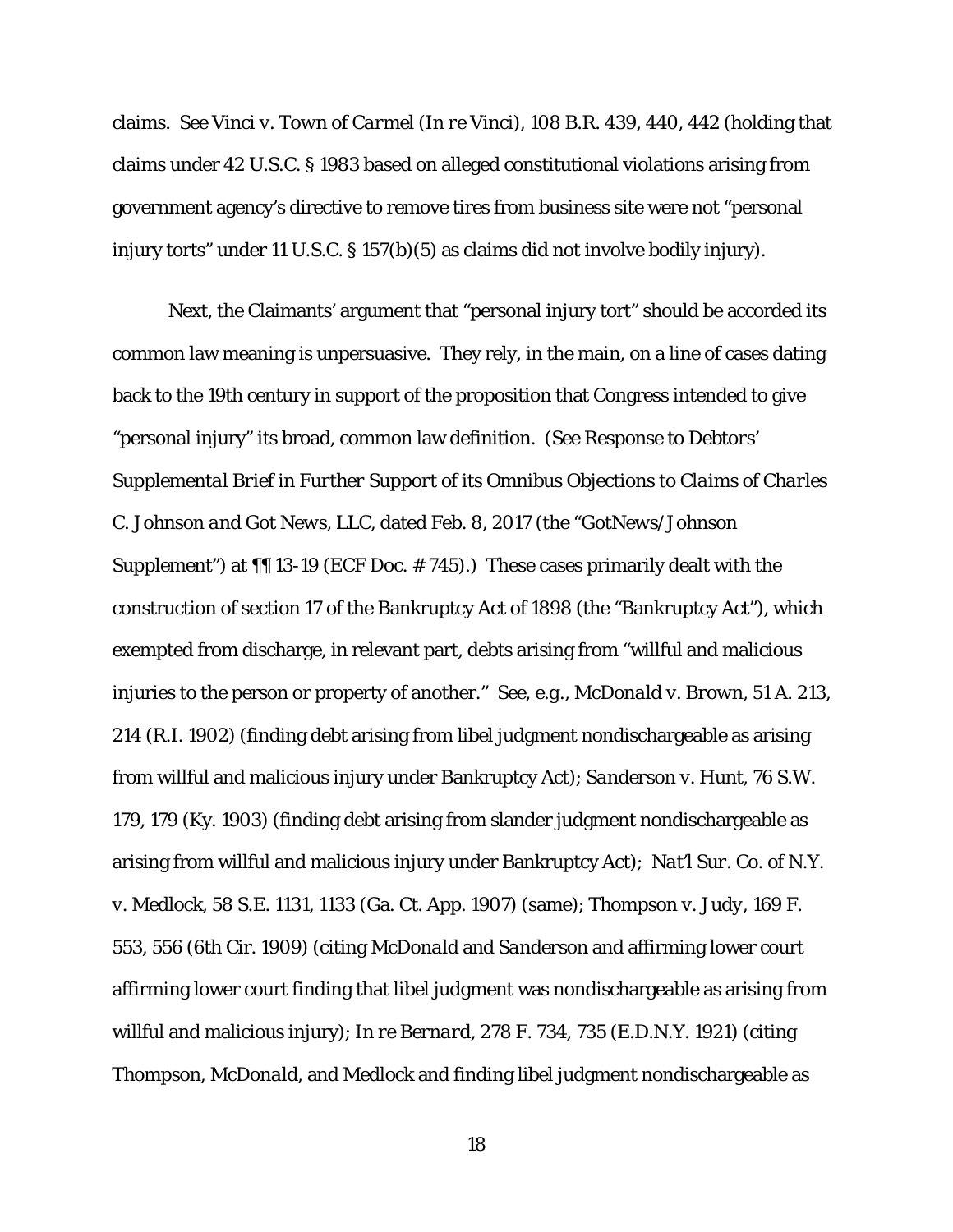claims. *See Vinci v. Town of Carmel* (*In re Vinci*), 108 B.R. 439, 440, 442 (holding that claims under 42 U.S.C. § 1983 based on alleged constitutional violations arising from government agency's directive to remove tires from business site were not "personal injury torts" under 11 U.S.C. § 157(b)(5) as claims did not involve bodily injury).

Next, the Claimants' argument that "personal injury tort" should be accorded its common law meaning is unpersuasive. They rely, in the main, on a line of cases dating back to the 19th century in support of the proposition that Congress intended to give "personal injury" its broad, common law definition. (*See Response to Debtors' Supplemental Brief in Further Support of its Omnibus Objections to Claims of Charles C. Johnson and Got News, LLC*, dated Feb. 8, 2017 (the "GotNews/Johnson Supplement") at ¶¶ 13-19 (ECF Doc. # 745).) These cases primarily dealt with the construction of section 17 of the Bankruptcy Act of 1898 (the "Bankruptcy Act"), which exempted from discharge, in relevant part, debts arising from "willful and malicious injuries to the person or property of another." *See, e.g., McDonald v. Brown*, 51 A. 213, 214 (R.I. 1902) (finding debt arising from libel judgment nondischargeable as arising from willful and malicious injury under Bankruptcy Act); *Sanderson v. Hunt*, 76 S.W. 179, 179 (Ky. 1903) (finding debt arising from slander judgment nondischargeable as arising from willful and malicious injury under Bankruptcy Act); *Nat'l Sur. Co. of N.Y. v. Medlock*, 58 S.E. 1131, 1133 (Ga. Ct. App. 1907) (same); *Thompson v. Judy*, 169 F. 553, 556 (6th Cir. 1909) (citing *McDonald* and *Sanderson* and affirming lower court affirming lower court finding that libel judgment was nondischargeable as arising from willful and malicious injury); *In re Bernard*, 278 F. 734, 735 (E.D.N.Y. 1921) (citing *Thompson*, *McDonald*, and *Medlock* and finding libel judgment nondischargeable as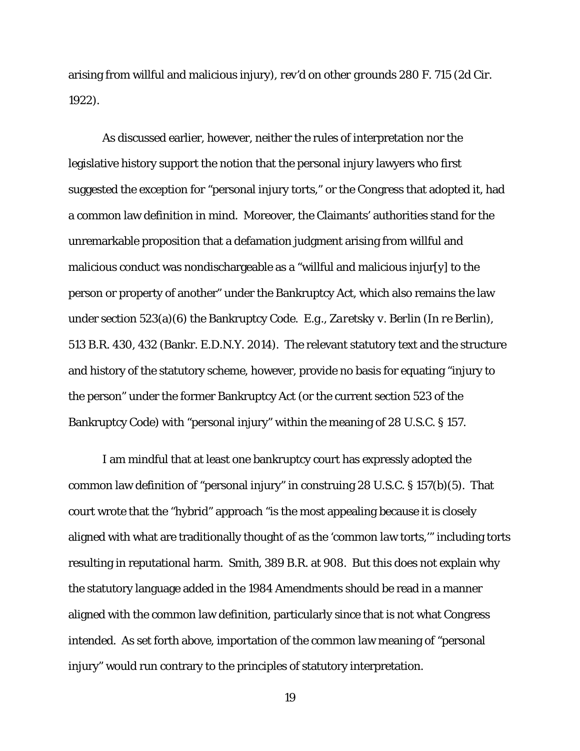arising from willful and malicious injury), *rev'd on other grounds* 280 F. 715 (2d Cir. 1922).

As discussed earlier, however, neither the rules of interpretation nor the legislative history support the notion that the personal injury lawyers who first suggested the exception for "personal injury torts," or the Congress that adopted it, had a common law definition in mind. Moreover, the Claimants' authorities stand for the unremarkable proposition that a defamation judgment arising from willful and malicious conduct was nondischargeable as a "willful and malicious injur[y] to the person or property of another" under the Bankruptcy Act, which also remains the law under section 523(a)(6) the Bankruptcy Code. *E.g.*, *Zaretsky v. Berlin* (*In re Berlin*), 513 B.R. 430, 432 (Bankr. E.D.N.Y. 2014). The relevant statutory text and the structure and history of the statutory scheme, however, provide no basis for equating "injury to the person" under the former Bankruptcy Act (or the current section 523 of the Bankruptcy Code) with "personal injury" within the meaning of 28 U.S.C. § 157.

I am mindful that at least one bankruptcy court has expressly adopted the common law definition of "personal injury" in construing 28 U.S.C. § 157(b)(5). That court wrote that the "hybrid" approach "is the most appealing because it is closely aligned with what are traditionally thought of as the 'common law torts,'" including torts resulting in reputational harm. Smith, 389 B.R. at 908. But this does not explain why the statutory language added in the 1984 Amendments should be read in a manner aligned with the common law definition, particularly since that is not what Congress intended. As set forth above, importation of the common law meaning of "personal injury" would run contrary to the principles of statutory interpretation.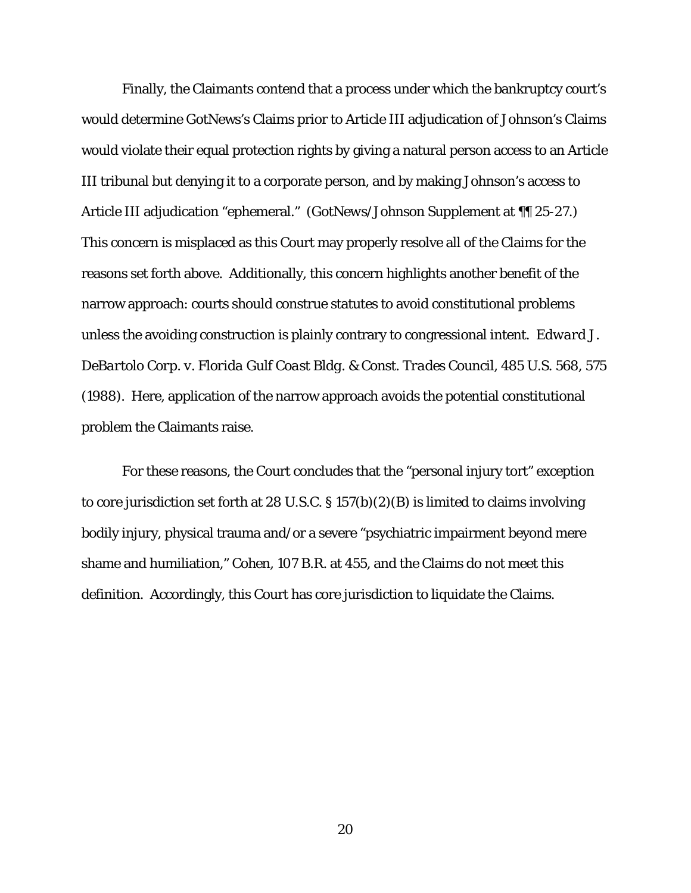Finally, the Claimants contend that a process under which the bankruptcy court's would determine GotNews's Claims prior to Article III adjudication of Johnson's Claims would violate their equal protection rights by giving a natural person access to an Article III tribunal but denying it to a corporate person, and by making Johnson's access to Article III adjudication "ephemeral." (GotNews/Johnson Supplement at ¶¶ 25-27.) This concern is misplaced as this Court may properly resolve all of the Claims for the reasons set forth above. Additionally, this concern highlights another benefit of the narrow approach: courts should construe statutes to avoid constitutional problems unless the avoiding construction is plainly contrary to congressional intent. *Edward J. DeBartolo Corp. v. Florida Gulf Coast Bldg. & Const. Trades Council*, 485 U.S. 568, 575 (1988). Here, application of the narrow approach avoids the potential constitutional problem the Claimants raise.

For these reasons, the Court concludes that the "personal injury tort" exception to core jurisdiction set forth at 28 U.S.C. § 157(b)(2)(B) is limited to claims involving bodily injury, physical trauma and/or a severe "psychiatric impairment beyond mere shame and humiliation," *Cohen*, 107 B.R. at 455, and the Claims do not meet this definition. Accordingly, this Court has core jurisdiction to liquidate the Claims.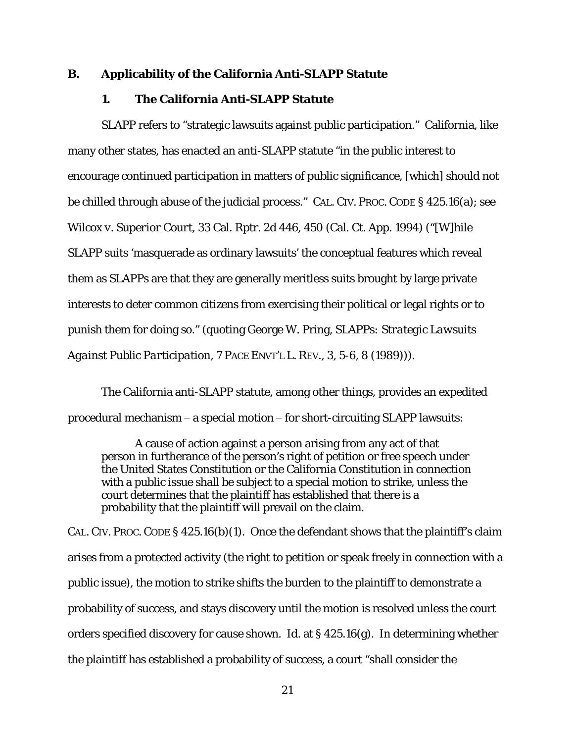### B. Applicability of the California Anti-SLAPP Statute

#### 1. The California Anti-SLAPP Statute

SLAPP refers to "strategic lawsuits against public participation." California, like many other states, has enacted an anti-SLAPP statute "in the public interest to encourage continued participation in matters of public significance, [which] should not be chilled through abuse of the judicial process." CAL. CIV. PROC. CODE § 425.16(a); see *Wilcox v. Superior Court*, 33 Cal. Rptr. 2d 446, 450 (Cal. Ct. App. 1994) ("[W]hile SLAPP suits 'masquerade as ordinary lawsuits' the conceptual features which reveal them as SLAPPs are that they are generally meritless suits brought by large private interests to deter common citizens from exercising their political or legal rights or to punish them for doing so." (quoting George W. Pring, *SLAPPs: Strategic Lawsuits Against Public Participation*, 7 PACE ENVT'L L. REV., 3, 5-6, 8 (1989))).

The California anti-SLAPP statute, among other things, provides an expedited procedural mechanism – a special motion – for short-circuiting SLAPP lawsuits:

> A cause of action against a person arising from any act of that person in furtherance of the person's right of petition or free speech under the United States Constitution or the California Constitution in connection with a public issue shall be subject to a special motion to strike, unless the court determines that the plaintiff has established that there is a probability that the plaintiff will prevail on the claim.

CAL. CIV. PROC. CODE § 425.16(b)(1). Once the defendant shows that the plaintiff's claim arises from a protected activity (the right to petition or speak freely in connection with a public issue), the motion to strike shifts the burden to the plaintiff to demonstrate a probability of success, and stays discovery until the motion is resolved unless the court orders specified discovery for cause shown. *Id.* at § 425.16(g). In determining whether the plaintiff has established a probability of success, a court "shall consider the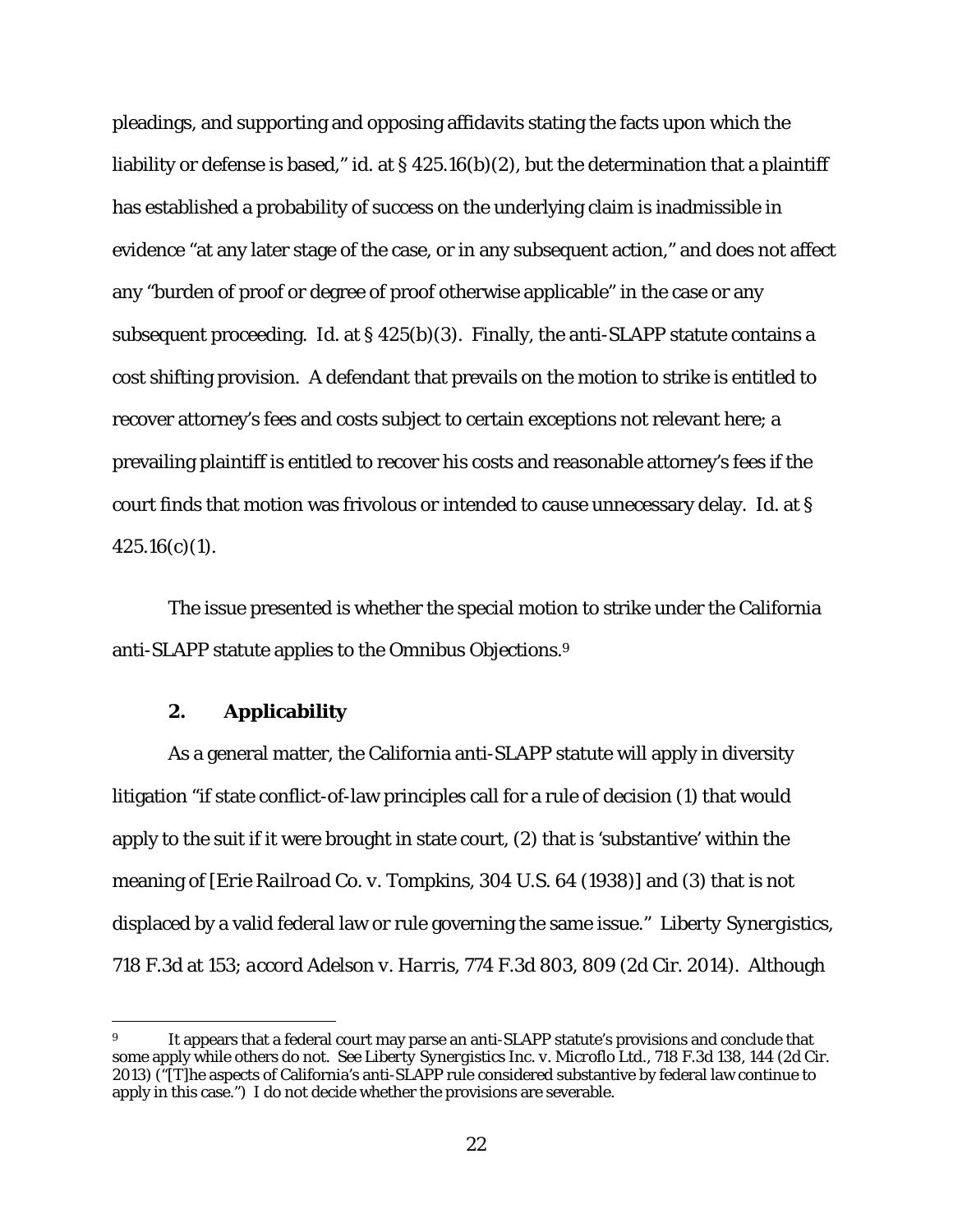pleadings, and supporting and opposing affidavits stating the facts upon which the liability or defense is based," id. at § 425.16(b)(2), but the determination that a plaintiff has established a probability of success on the underlying claim is inadmissible in evidence "at any later stage of the case, or in any subsequent action," and does not affect any "burden of proof or degree of proof otherwise applicable" in the case or any subsequent proceeding. Id. at § 425(b)(3). Finally, the anti-SLAPP statute contains a cost shifting provision. A defendant that prevails on the motion to strike is entitled to recover attorney's fees and costs subject to certain exceptions not relevant here; a prevailing plaintiff is entitled to recover his costs and reasonable attorney's fees if the court finds that motion was frivolous or intended to cause unnecessary delay. Id. at § 425.16(c)(1).

The issue presented is whether the special motion to strike under the California anti-SLAPP statute applies to the Omnibus Objections.[9]

### 2. Applicability

As a general matter, the California anti-SLAPP statute will apply in diversity litigation "if state conflict-of-law principles call for a rule of decision (1) that would apply to the suit if it were brought in state court, (2) that is 'substantive' within the meaning of [*Erie Railroad Co. v. Tompkins*, 304 U.S. 64 (1938)] and (3) that is not displaced by a valid federal law or rule governing the same issue." *Liberty Synergistics*, 718 F.3d at 153; *accord Adelson v. Harris*, 774 F.3d 803, 809 (2d Cir. 2014). Although

[9] It appears that a federal court may parse an anti-SLAPP statute's provisions and conclude that some apply while others do not. *See Liberty Synergistics Inc. v. Microflo Ltd.*, 718 F.3d 138, 144 (2d Cir. 2013) ("[T]he aspects of California's anti-SLAPP rule considered substantive by federal law continue to apply in this case.") I do not decide whether the provisions are severable.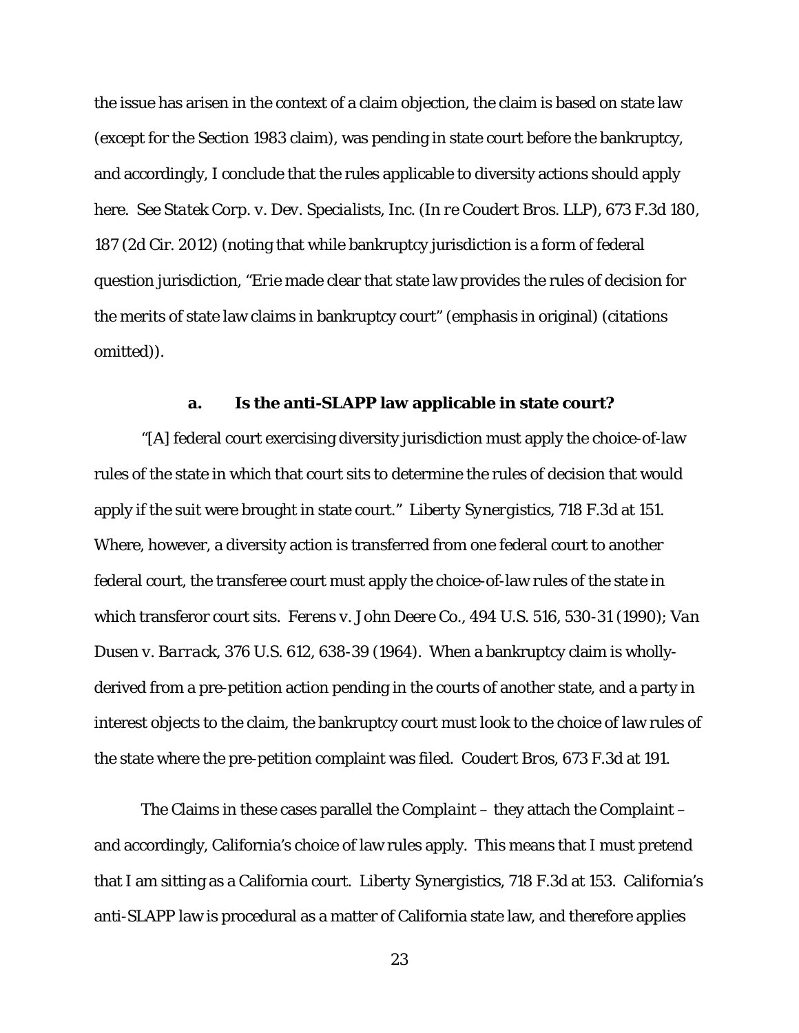the issue has arisen in the context of a claim objection, the claim is based on state law (except for the Section 1983 claim), was pending in state court before the bankruptcy, and accordingly, I conclude that the rules applicable to diversity actions should apply here. *See Statek Corp. v. Dev. Specialists, Inc.* (*In re Coudert Bros. LLP*), 673 F.3d 180, 187 (2d Cir. 2012) (noting that while bankruptcy jurisdiction is a form of federal question jurisdiction, "*Erie* made clear that state law provides the rules of decision for the merits of state law claims in bankruptcy court" (emphasis in original) (citations omitted)).

**a. Is the anti-SLAPP law applicable in state court?**

"[A] federal court exercising diversity jurisdiction must apply the choice-of-law rules of the state in which that court sits to determine the rules of decision that would apply if the suit were brought in state court." *Liberty Synergistics*, 718 F.3d at 151. Where, however, a diversity action is transferred from one federal court to another federal court, the transferee court must apply the choice-of-law rules of the state in which transferor court sits. *Ferens v. John Deere Co.*, 494 U.S. 516, 530-31 (1990); *Van Dusen v. Barrack*, 376 U.S. 612, 638-39 (1964). When a bankruptcy claim is wholly-derived from a pre-petition action pending in the courts of another state, and a party in interest objects to the claim, the bankruptcy court must look to the choice of law rules of the state where the pre-petition complaint was filed. *Coudert Bros*, 673 F.3d at 191.

The Claims in these cases parallel the *Complaint* – they attach the *Complaint* – and accordingly, California's choice of law rules apply. This means that I must pretend that I am sitting as a California court. *Liberty Synergistics*, 718 F.3d at 153. California's anti-SLAPP law is procedural as a matter of California state law, and therefore applies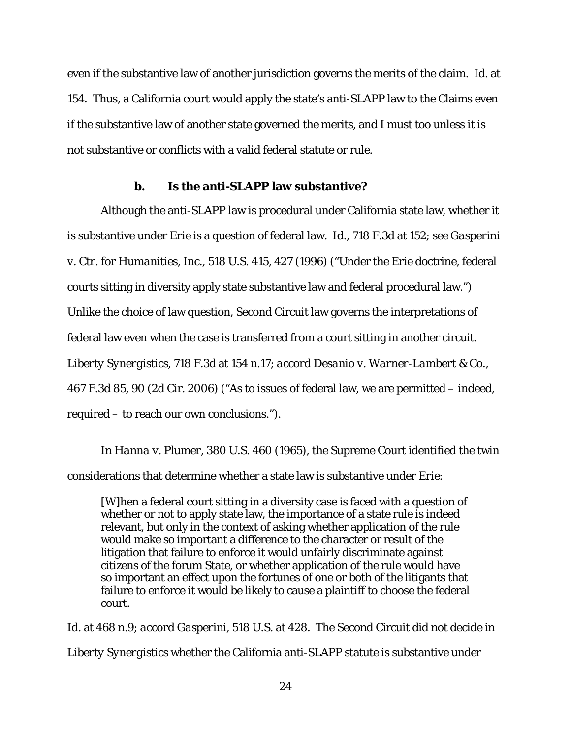even if the substantive law of another jurisdiction governs the merits of the claim. *Id.* at 154. Thus, a California court would apply the state's anti-SLAPP law to the Claims even if the substantive law of another state governed the merits, and I must too unless it is not substantive or conflicts with a valid federal statute or rule.

### b. Is the anti-SLAPP law substantive?

Although the anti-SLAPP law is procedural under California state law, whether it is substantive under *Erie* is a question of federal law. *Id.*, 718 F.3d at 152; *see Gasperini v. Ctr. for Humanities, Inc.*, 518 U.S. 415, 427 (1996) ("Under the Erie doctrine, federal courts sitting in diversity apply state substantive law and federal procedural law.") Unlike the choice of law question, Second Circuit law governs the interpretations of federal law even when the case is transferred from a court sitting in another circuit. *Liberty Synergistics*, 718 F.3d at 154 n.17; *accord Desanio v. Warner-Lambert & Co.*, 467 F.3d 85, 90 (2d Cir. 2006) ("As to issues of federal law, we are permitted – indeed, required – to reach our own conclusions.").

In *Hanna v. Plumer*, 380 U.S. 460 (1965), the Supreme Court identified the twin considerations that determine whether a state law is substantive under *Erie*:

> [W]hen a federal court sitting in a diversity case is faced with a question of whether or not to apply state law, the importance of a state rule is indeed relevant, but only in the context of asking whether application of the rule would make so important a difference to the character or result of the litigation that failure to enforce it would unfairly discriminate against citizens of the forum State, or whether application of the rule would have so important an effect upon the fortunes of one or both of the litigants that failure to enforce it would be likely to cause a plaintiff to choose the federal court.

*Id.* at 468 n.9; *accord Gasperini*, 518 U.S. at 428. The Second Circuit did not decide in *Liberty Synergistics* whether the California anti-SLAPP statute is substantive under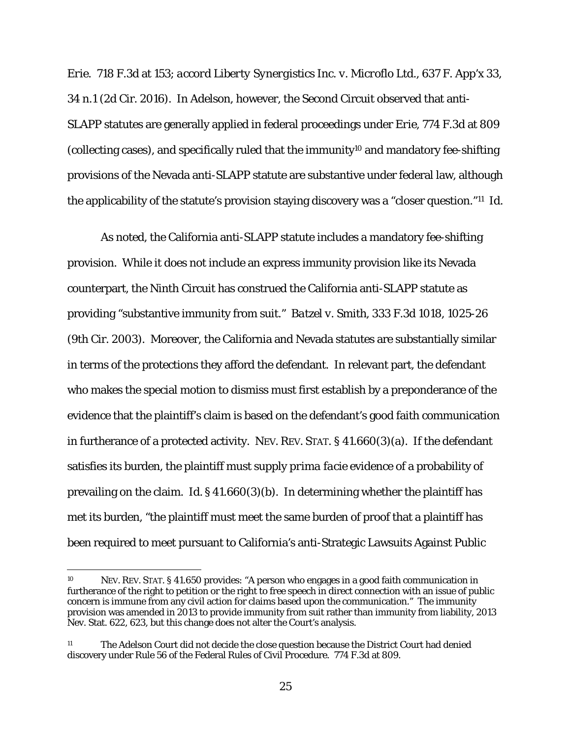*Erie*. 718 F.3d at 153; *accord Liberty Synergistics Inc. v. Microflo Ltd.*, 637 F. App'x 33, 34 n.1 (2d Cir. 2016). In *Adelson*, however, the Second Circuit observed that anti-SLAPP statutes are generally applied in federal proceedings under *Erie*, 774 F.3d at 809 (collecting cases), and specifically ruled that the immunity[10] and mandatory fee-shifting provisions of the Nevada anti-SLAPP statute are substantive under federal law, although the applicability of the statute's provision staying discovery was a "closer question."[11] *Id.*

As noted, the California anti-SLAPP statute includes a mandatory fee-shifting provision. While it does not include an express immunity provision like its Nevada counterpart, the Ninth Circuit has construed the California anti-SLAPP statute as providing "substantive immunity from suit." *Batzel v. Smith*, 333 F.3d 1018, 1025-26 (9th Cir. 2003). Moreover, the California and Nevada statutes are substantially similar in terms of the protections they afford the defendant. In relevant part, the defendant who makes the special motion to dismiss must first establish by a preponderance of the evidence that the plaintiff's claim is based on the defendant's good faith communication in furtherance of a protected activity. NEV. REV. STAT. § 41.660(3)(a). If the defendant satisfies its burden, the plaintiff must supply *prima facie* evidence of a probability of prevailing on the claim. *Id.* § 41.660(3)(b). In determining whether the plaintiff has met its burden, "the plaintiff must meet the same burden of proof that a plaintiff has been required to meet pursuant to California's anti-Strategic Lawsuits Against Public

---

[10] NEV. REV. STAT. § 41.650 provides: "A person who engages in a good faith communication in furtherance of the right to petition or the right to free speech in direct connection with an issue of public concern is immune from any civil action for claims based upon the communication." The immunity provision was amended in 2013 to provide immunity from suit rather than immunity from liability, 2013 Nev. Stat. 622, 623, but this change does not alter the Court's analysis.

[11] The *Adelson* Court did not decide the close question because the District Court had denied discovery under Rule 56 of the Federal Rules of Civil Procedure. 774 F.3d at 809.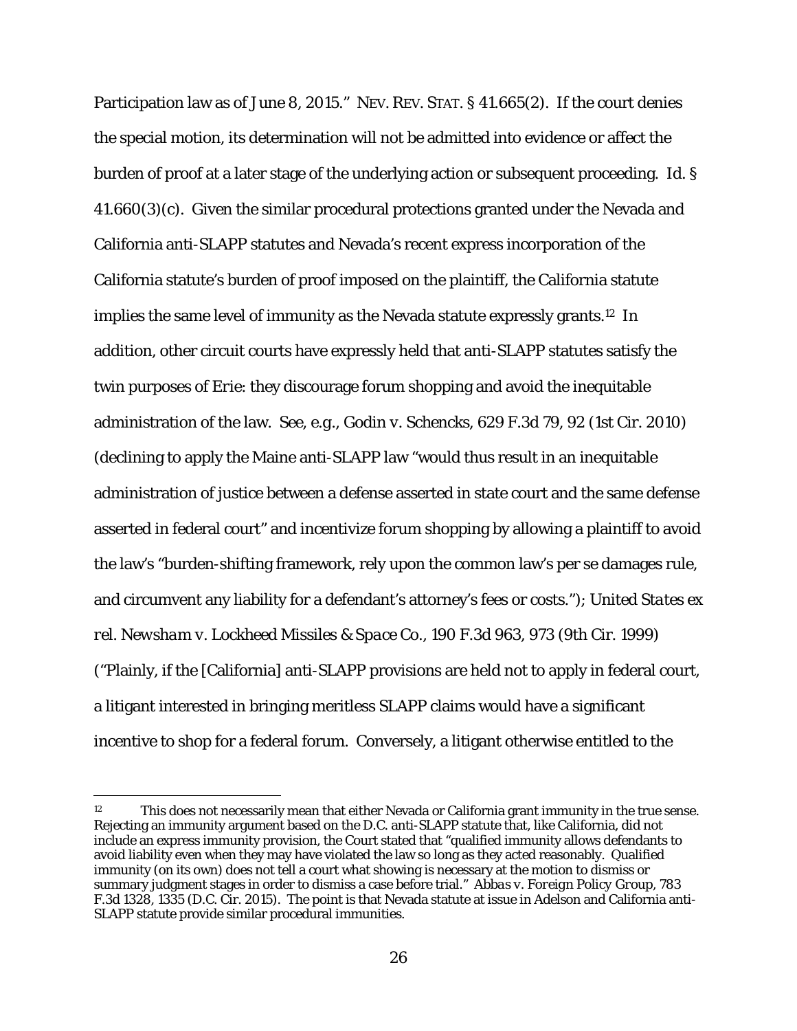Participation law as of June 8, 2015." NEV. REV. STAT. § 41.665(2). If the court denies the special motion, its determination will not be admitted into evidence or affect the burden of proof at a later stage of the underlying action or subsequent proceeding. Id. § 41.660(3)(c). Given the similar procedural protections granted under the Nevada and California anti-SLAPP statutes and Nevada's recent express incorporation of the California statute's burden of proof imposed on the plaintiff, the California statute implies the same level of immunity as the Nevada statute expressly grants.[12] In addition, other circuit courts have expressly held that anti-SLAPP statutes satisfy the twin purposes of *Erie*: they discourage forum shopping and avoid the inequitable administration of the law. *See, e.g.*, *Godin v. Schencks*, 629 F.3d 79, 92 (1st Cir. 2010) (declining to apply the Maine anti-SLAPP law "would thus result in an inequitable administration of justice between a defense asserted in state court and the same defense asserted in federal court" and incentivize forum shopping by allowing a plaintiff to avoid the law's "burden-shifting framework, rely upon the common law's per se damages rule, and circumvent any liability for a defendant's attorney's fees or costs."); *United States ex rel. Newsham v. Lockheed Missiles & Space Co.*, 190 F.3d 963, 973 (9th Cir. 1999) ("Plainly, if the [California] anti-SLAPP provisions are held not to apply in federal court, a litigant interested in bringing meritless SLAPP claims would have a significant incentive to shop for a federal forum. Conversely, a litigant otherwise entitled to the

---

[12] This does not necessarily mean that either Nevada or California grant immunity in the true sense. Rejecting an immunity argument based on the D.C. anti-SLAPP statute that, like California, did not include an express immunity provision, the Court stated that "qualified immunity allows defendants to avoid liability even when they may have violated the law so long as they acted reasonably. Qualified immunity (on its own) does not tell a court what showing is necessary at the motion to dismiss or summary judgment stages in order to dismiss a case before trial." *Abbas v. Foreign Policy Group*, 783 F.3d 1328, 1335 (D.C. Cir. 2015). The point is that Nevada statute at issue in *Adelson* and California anti-SLAPP statute provide similar procedural immunities.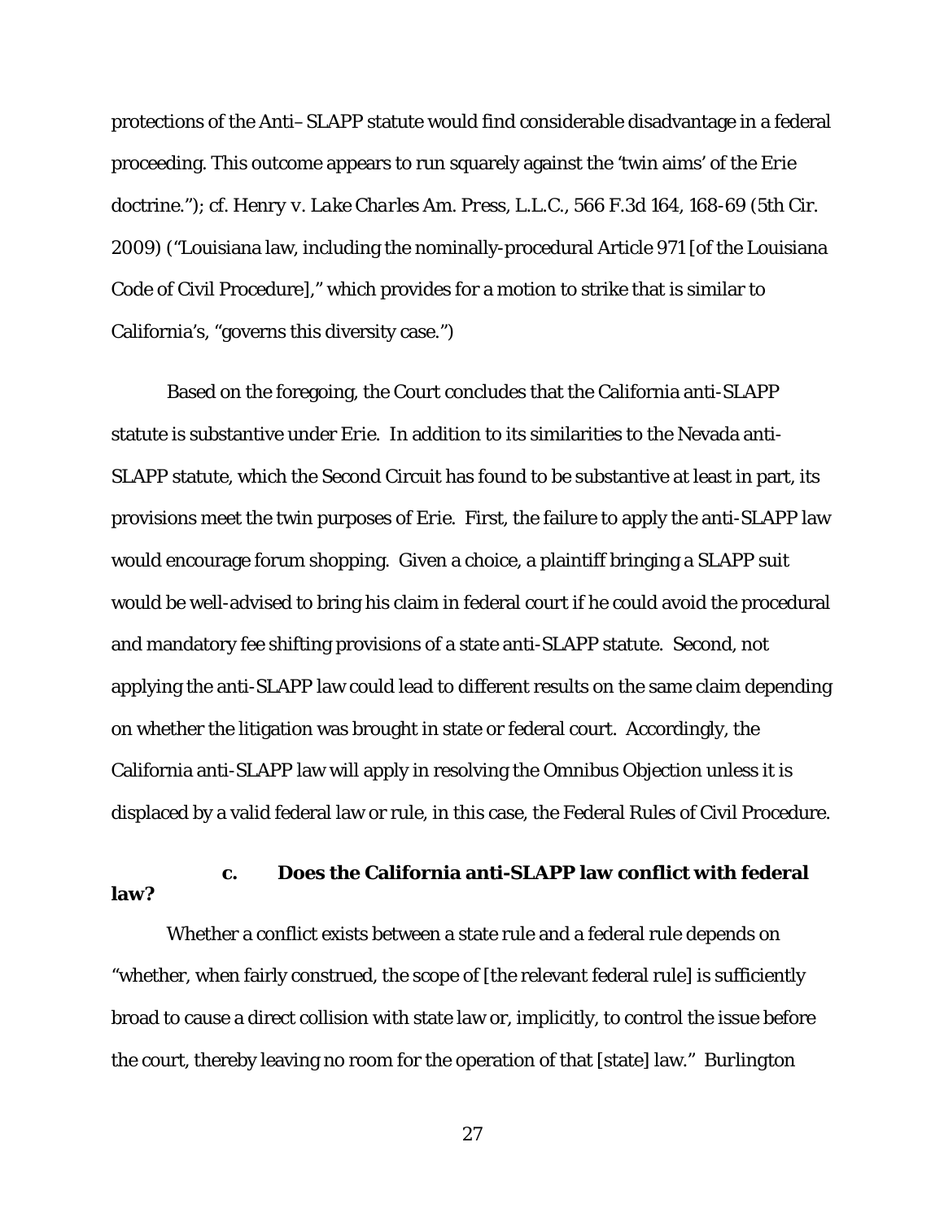protections of the Anti– SLAPP statute would find considerable disadvantage in a federal proceeding. This outcome appears to run squarely against the 'twin aims' of the *Erie* doctrine."); *cf. Henry v. Lake Charles Am. Press, L.L.C.*, 566 F.3d 164, 168-69 (5th Cir. 2009) ("Louisiana law, including the nominally-procedural Article 971 [of the Louisiana Code of Civil Procedure]," which provides for a motion to strike that is similar to California's, "governs this diversity case.")

Based on the foregoing, the Court concludes that the California anti-SLAPP statute is substantive under *Erie*. In addition to its similarities to the Nevada anti-SLAPP statute, which the Second Circuit has found to be substantive at least in part, its provisions meet the twin purposes of *Erie*. First, the failure to apply the anti-SLAPP law would encourage forum shopping. Given a choice, a plaintiff bringing a SLAPP suit would be well-advised to bring his claim in federal court if he could avoid the procedural and mandatory fee shifting provisions of a state anti-SLAPP statute. Second, not applying the anti-SLAPP law could lead to different results on the same claim depending on whether the litigation was brought in state or federal court. Accordingly, the California anti-SLAPP law will apply in resolving the Omnibus Objection unless it is displaced by a valid federal law or rule, in this case, the Federal Rules of Civil Procedure.

**c. Does the California anti-SLAPP law conflict with federal law?**

Whether a conflict exists between a state rule and a federal rule depends on "whether, when fairly construed, the scope of [the relevant federal rule] is sufficiently broad to cause a direct collision with state law or, implicitly, to control the issue before the court, thereby leaving no room for the operation of that [state] law." *Burlington*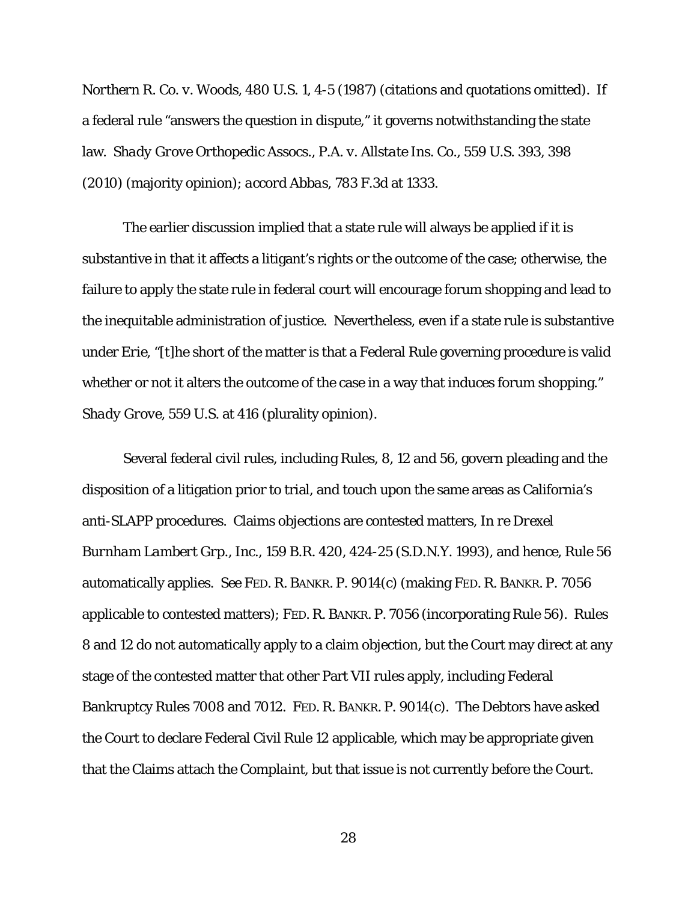*Northern R. Co. v. Woods*, 480 U.S. 1, 4-5 (1987) (citations and quotations omitted). If a federal rule "answers the question in dispute," it governs notwithstanding the state law. *Shady Grove Orthopedic Assocs., P.A. v. Allstate Ins. Co.*, 559 U.S. 393, 398 (2010) (majority opinion); *accord Abbas*, 783 F.3d at 1333.

The earlier discussion implied that a state rule will always be applied if it is substantive in that it affects a litigant's rights or the outcome of the case; otherwise, the failure to apply the state rule in federal court will encourage forum shopping and lead to the inequitable administration of justice. Nevertheless, even if a state rule is substantive under Erie, "[t]he short of the matter is that a Federal Rule governing procedure is valid whether or not it alters the outcome of the case in a way that induces forum shopping." *Shady Grove*, 559 U.S. at 416 (plurality opinion).

Several federal civil rules, including Rules, 8, 12 and 56, govern pleading and the disposition of a litigation prior to trial, and touch upon the same areas as California's anti-SLAPP procedures. Claims objections are contested matters, *In re Drexel Burnham Lambert Grp., Inc.*, 159 B.R. 420, 424-25 (S.D.N.Y. 1993), and hence, Rule 56 automatically applies. *See* FED. R. BANKR. P. 9014(c) (making FED. R. BANKR. P. 7056 applicable to contested matters); FED. R. BANKR. P. 7056 (incorporating Rule 56). Rules 8 and 12 do not automatically apply to a claim objection, but the Court may direct at any stage of the contested matter that other Part VII rules apply, including Federal Bankruptcy Rules 7008 and 7012. FED. R. BANKR. P. 9014(c). The Debtors have asked the Court to declare Federal Civil Rule 12 applicable, which may be appropriate given that the Claims attach the *Complaint*, but that issue is not currently before the Court.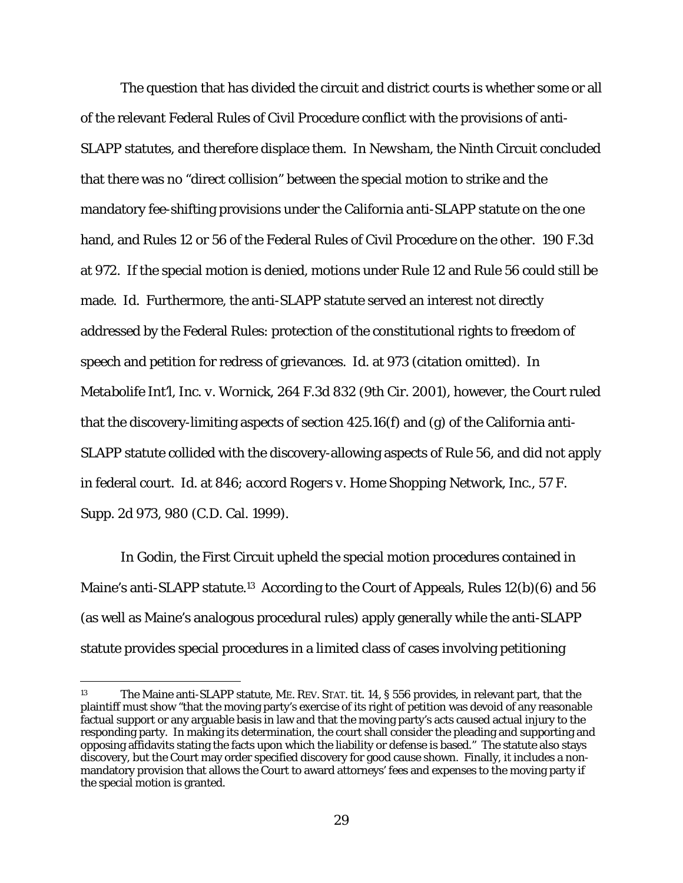The question that has divided the circuit and district courts is whether some or all of the relevant Federal Rules of Civil Procedure conflict with the provisions of anti-SLAPP statutes, and therefore displace them. In *Newsham*, the Ninth Circuit concluded that there was no "direct collision" between the special motion to strike and the mandatory fee-shifting provisions under the California anti-SLAPP statute on the one hand, and Rules 12 or 56 of the Federal Rules of Civil Procedure on the other. 190 F.3d at 972. If the special motion is denied, motions under Rule 12 and Rule 56 could still be made. *Id.* Furthermore, the anti-SLAPP statute served an interest not directly addressed by the Federal Rules: protection of the constitutional rights to freedom of speech and petition for redress of grievances. *Id.* at 973 (citation omitted). In *Metabolife Int'l, Inc. v. Wornick*, 264 F.3d 832 (9th Cir. 2001), however, the Court ruled that the discovery-limiting aspects of section 425.16(f) and (g) of the California anti-SLAPP statute collided with the discovery-allowing aspects of Rule 56, and did not apply in federal court. *Id.* at 846; *accord Rogers v. Home Shopping Network, Inc.*, 57 F. Supp. 2d 973, 980 (C.D. Cal. 1999).

In Godin, the First Circuit upheld the special motion procedures contained in Maine's anti-SLAPP statute.[13] According to the Court of Appeals, Rules 12(b)(6) and 56 (as well as Maine's analogous procedural rules) apply generally while the anti-SLAPP statute provides special procedures in a limited class of cases involving petitioning

[13] The Maine anti-SLAPP statute, ME. REV. STAT. tit. 14, § 556 provides, in relevant part, that the plaintiff must show "that the moving party's exercise of its right of petition was devoid of any reasonable factual support or any arguable basis in law and that the moving party's acts caused actual injury to the responding party. In making its determination, the court shall consider the pleading and supporting and opposing affidavits stating the facts upon which the liability or defense is based." The statute also stays discovery, but the Court may order specified discovery for good cause shown. Finally, it includes a non-mandatory provision that allows the Court to award attorneys' fees and expenses to the moving party if the special motion is granted.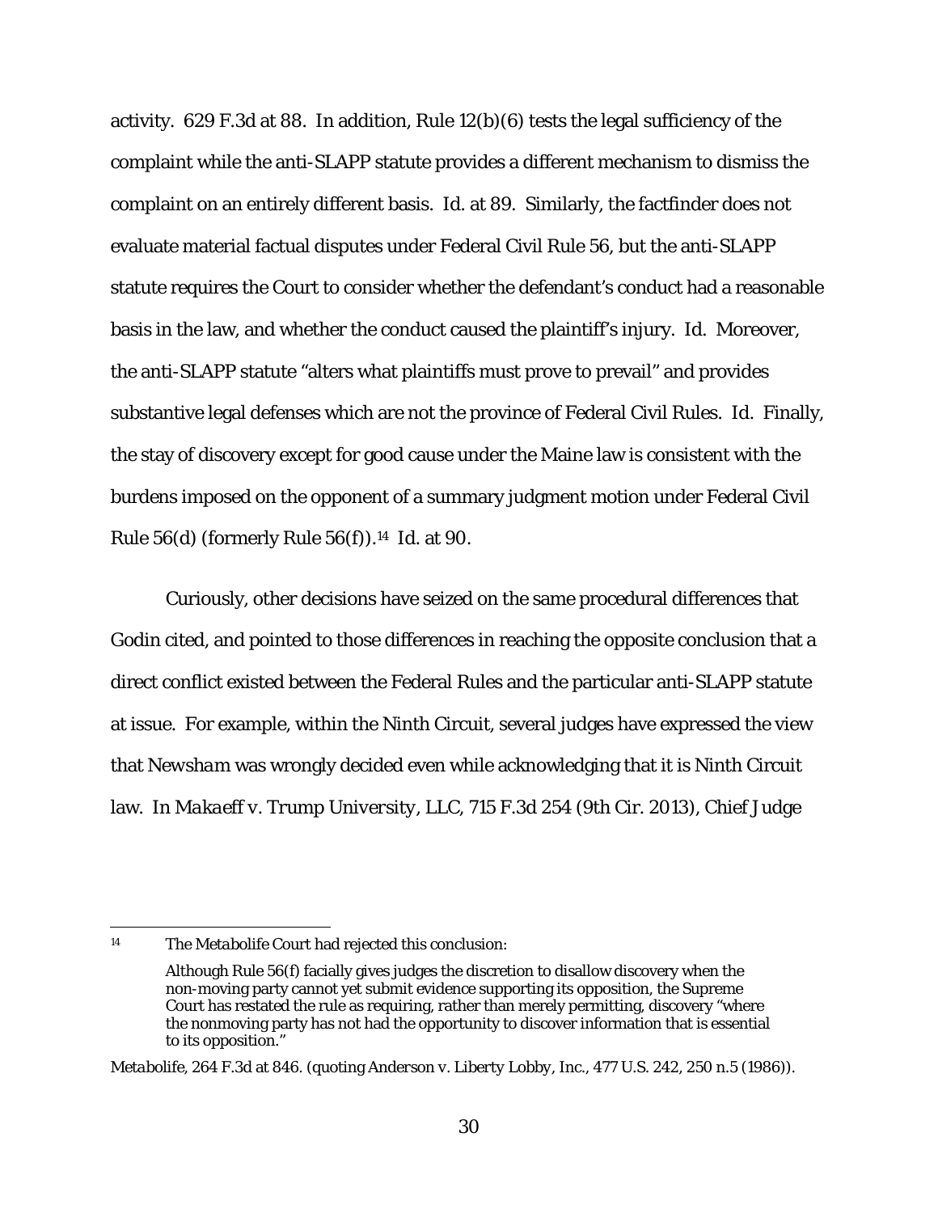activity. 629 F.3d at 88. In addition, Rule 12(b)(6) tests the legal sufficiency of the complaint while the anti-SLAPP statute provides a different mechanism to dismiss the complaint on an entirely different basis. Id. at 89. Similarly, the factfinder does not evaluate material factual disputes under Federal Civil Rule 56, but the anti-SLAPP statute requires the Court to consider whether the defendant's conduct had a reasonable basis in the law, and whether the conduct caused the plaintiff's injury. Id. Moreover, the anti-SLAPP statute "alters what plaintiffs must prove to prevail" and provides substantive legal defenses which are not the province of Federal Civil Rules. Id. Finally, the stay of discovery except for good cause under the Maine law is consistent with the burdens imposed on the opponent of a summary judgment motion under Federal Civil Rule 56(d) (formerly Rule 56(f)).[14] Id. at 90.

Curiously, other decisions have seized on the same procedural differences that Godin cited, and pointed to those differences in reaching the opposite conclusion that a direct conflict existed between the Federal Rules and the particular anti-SLAPP statute at issue. For example, within the Ninth Circuit, several judges have expressed the view that *Newsham* was wrongly decided even while acknowledging that it is Ninth Circuit law. In *Makaeff v. Trump University, LLC*, 715 F.3d 254 (9th Cir. 2013), Chief Judge

---

[14] The *Metabolife* Court had rejected this conclusion:

> Although Rule 56(f) facially gives judges the discretion to disallow discovery when the non-moving party cannot yet submit evidence supporting its opposition, the Supreme Court has restated the rule as requiring, rather than merely permitting, discovery "where the nonmoving party has not had the opportunity to discover information that is essential to its opposition."

*Metabolife*, 264 F.3d at 846. (quoting *Anderson v. Liberty Lobby, Inc.*, 477 U.S. 242, 250 n.5 (1986)).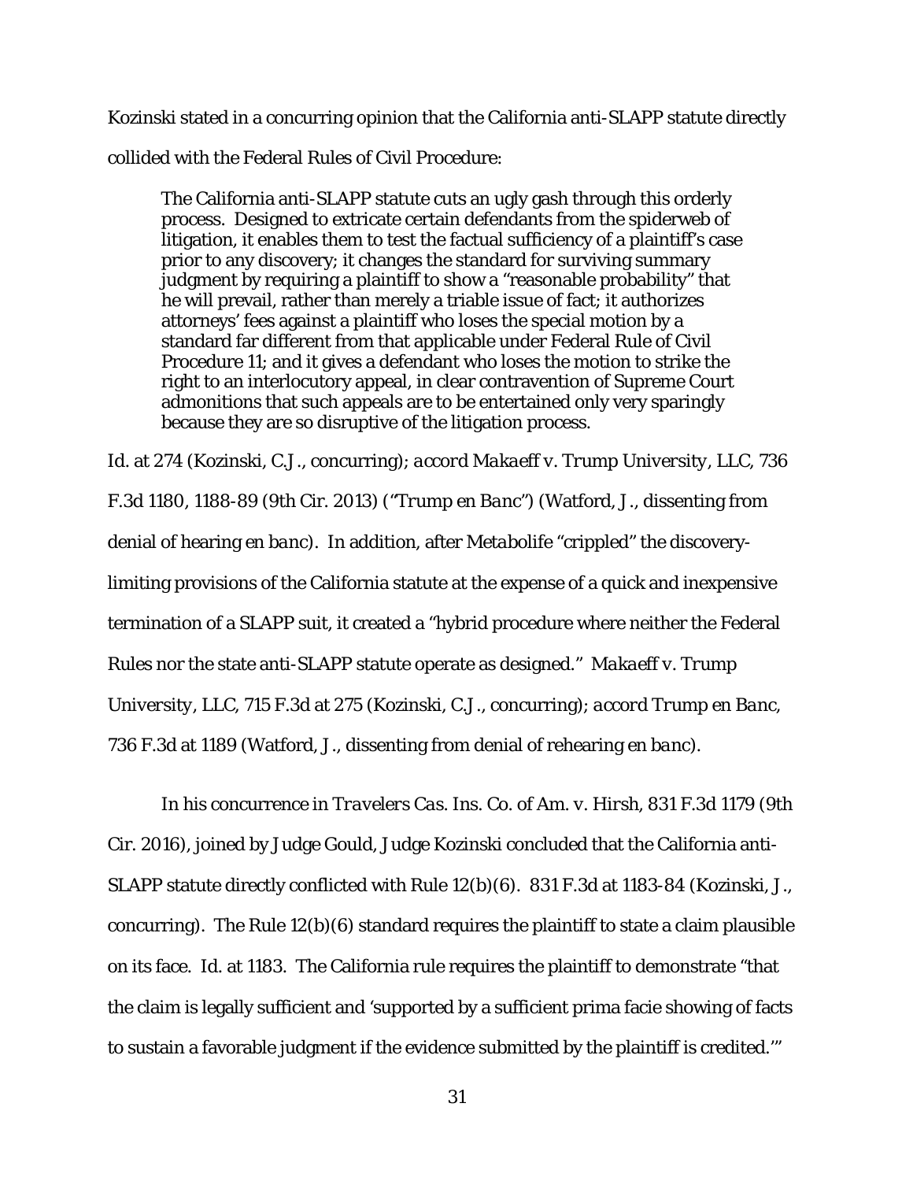Kozinski stated in a concurring opinion that the California anti-SLAPP statute directly collided with the Federal Rules of Civil Procedure:

> The California anti-SLAPP statute cuts an ugly gash through this orderly process. Designed to extricate certain defendants from the spiderweb of litigation, it enables them to test the factual sufficiency of a plaintiff's case prior to any discovery; it changes the standard for surviving summary judgment by requiring a plaintiff to show a "reasonable probability" that he will prevail, rather than merely a triable issue of fact; it authorizes attorneys' fees against a plaintiff who loses the special motion by a standard far different from that applicable under Federal Rule of Civil Procedure 11; and it gives a defendant who loses the motion to strike the right to an interlocutory appeal, in clear contravention of Supreme Court admonitions that such appeals are to be entertained only very sparingly because they are so disruptive of the litigation process.

*Id.* at 274 (Kozinski, C.J., concurring); *accord Makaeff v. Trump University, LLC*, 736 F.3d 1180, 1188-89 (9th Cir. 2013) ("*Trump en Banc*") (Watford, J., dissenting from denial of hearing *en banc*). In addition, after *Metabolife* "crippled" the discovery-limiting provisions of the California statute at the expense of a quick and inexpensive termination of a SLAPP suit, it created a "hybrid procedure where neither the Federal Rules nor the state anti-SLAPP statute operate as designed." *Makaeff v. Trump University, LLC*, 715 F.3d at 275 (Kozinski, C.J., concurring); *accord Trump en Banc*, 736 F.3d at 1189 (Watford, J., dissenting from denial of rehearing *en banc*).

In his concurrence in *Travelers Cas. Ins. Co. of Am. v. Hirsh*, 831 F.3d 1179 (9th Cir. 2016), joined by Judge Gould, Judge Kozinski concluded that the California anti-SLAPP statute directly conflicted with Rule 12(b)(6). 831 F.3d at 1183-84 (Kozinski, J., concurring). The Rule 12(b)(6) standard requires the plaintiff to state a claim plausible on its face. *Id.* at 1183. The California rule requires the plaintiff to demonstrate "that the claim is legally sufficient and 'supported by a sufficient prima facie showing of facts to sustain a favorable judgment if the evidence submitted by the plaintiff is credited.'"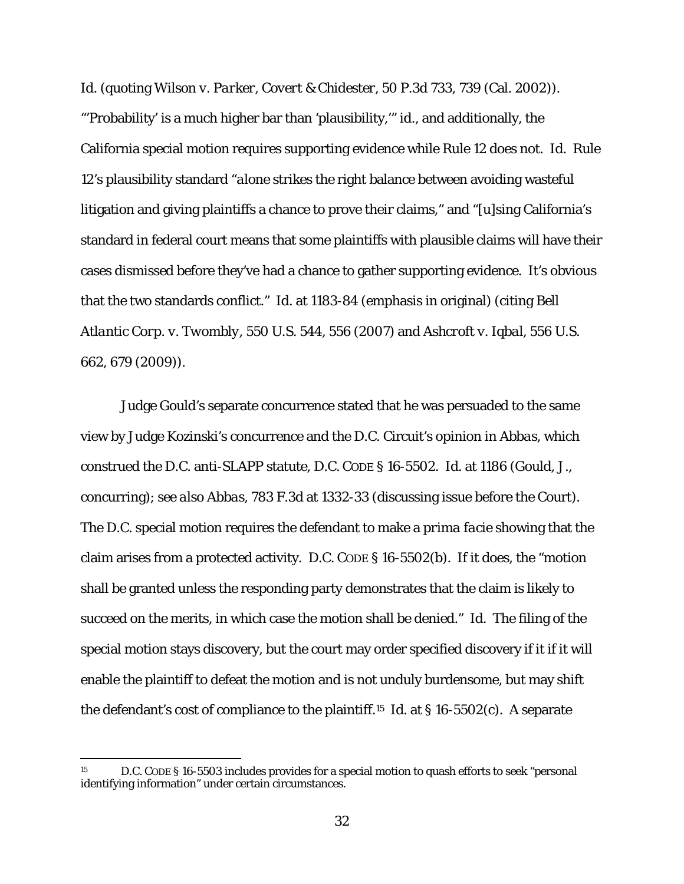*Id.* (quoting *Wilson v. Parker, Covert & Chidester*, 50 P.3d 733, 739 (Cal. 2002)). "'Probability' is a much higher bar than 'plausibility,'" *id.*, and additionally, the California special motion requires supporting evidence while Rule 12 does not. *Id.* Rule 12's plausibility standard "*alone* strikes the right balance between avoiding wasteful litigation and giving plaintiffs a chance to prove their claims," and "[u]sing California's standard in federal court means that some plaintiffs with plausible claims will have their cases dismissed before they've had a chance to gather supporting evidence. It's obvious that the two standards conflict." *Id.* at 1183-84 (emphasis in original) (citing *Bell Atlantic Corp. v. Twombly*, 550 U.S. 544, 556 (2007) and *Ashcroft v. Iqbal*, 556 U.S. 662, 679 (2009)).

Judge Gould's separate concurrence stated that he was persuaded to the same view by Judge Kozinski's concurrence and the D.C. Circuit's opinion in *Abbas*, which construed the D.C. anti-SLAPP statute, D.C. CODE § 16-5502. *Id.* at 1186 (Gould, J., concurring); *see also Abbas*, 783 F.3d at 1332-33 (discussing issue before the Court). The D.C. special motion requires the defendant to make a *prima facie* showing that the claim arises from a protected activity. D.C. CODE § 16-5502(b). If it does, the "motion shall be granted unless the responding party demonstrates that the claim is likely to succeed on the merits, in which case the motion shall be denied." *Id.* The filing of the special motion stays discovery, but the court may order specified discovery if it if it will enable the plaintiff to defeat the motion and is not unduly burdensome, but may shift the defendant's cost of compliance to the plaintiff.[15] *Id.* at § 16-5502(c). A separate

---

[15] D.C. CODE § 16-5503 includes provides for a special motion to quash efforts to seek "personal identifying information" under certain circumstances.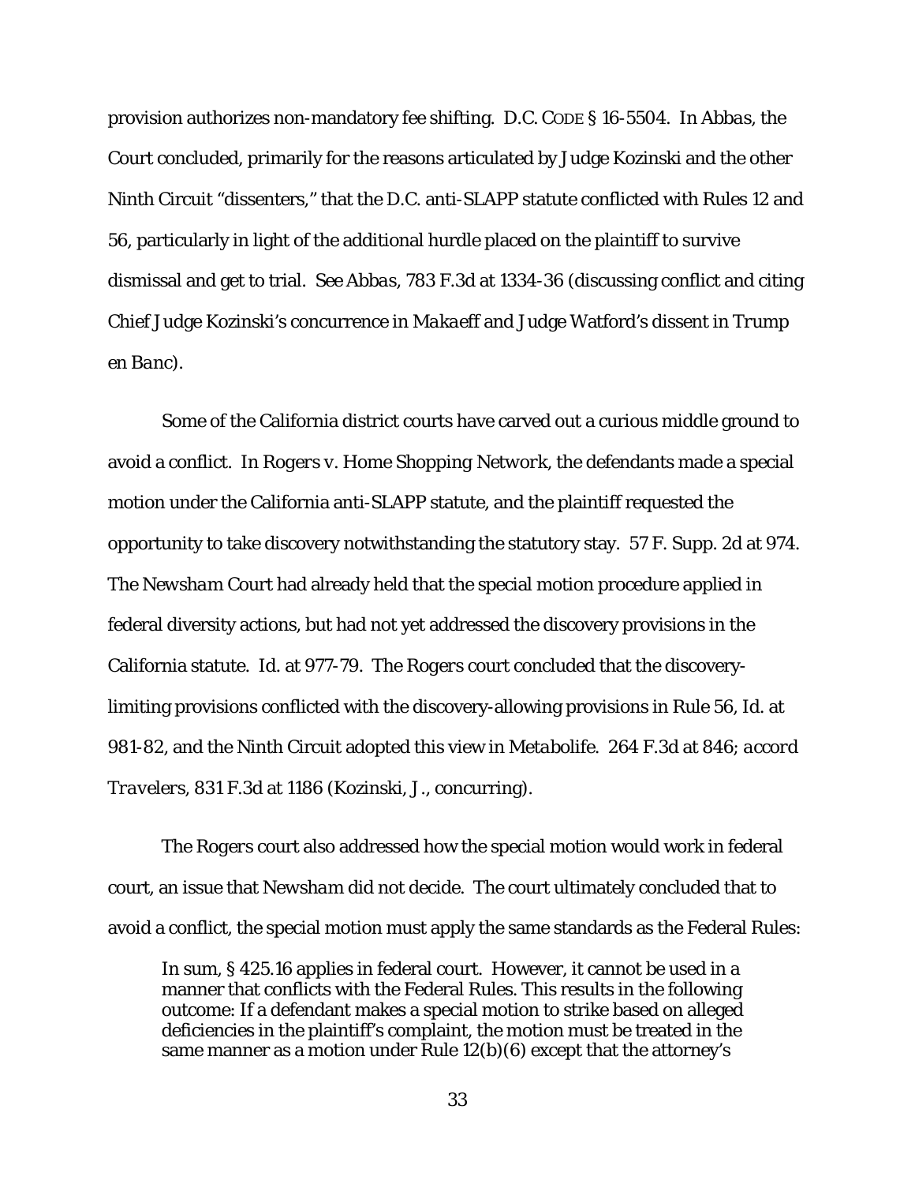provision authorizes non-mandatory fee shifting. D.C. CODE § 16-5504. In *Abbas*, the Court concluded, primarily for the reasons articulated by Judge Kozinski and the other Ninth Circuit "dissenters," that the D.C. anti-SLAPP statute conflicted with Rules 12 and 56, particularly in light of the additional hurdle placed on the plaintiff to survive dismissal and get to trial. *See Abbas*, 783 F.3d at 1334-36 (discussing conflict and citing Chief Judge Kozinski's concurrence in *Makaeff* and Judge Watford's dissent in *Trump en Banc*).

Some of the California district courts have carved out a curious middle ground to avoid a conflict. In *Rogers v. Home Shopping Network*, the defendants made a special motion under the California anti-SLAPP statute, and the plaintiff requested the opportunity to take discovery notwithstanding the statutory stay. 57 F. Supp. 2d at 974. The *Newsham* Court had already held that the special motion procedure applied in federal diversity actions, but had not yet addressed the discovery provisions in the California statute. *Id.* at 977-79. The *Rogers* court concluded that the discovery-limiting provisions conflicted with the discovery-allowing provisions in Rule 56, *Id.* at 981-82, and the Ninth Circuit adopted this view in *Metabolife*. 264 F.3d at 846; *accord Travelers*, 831 F.3d at 1186 (Kozinski, J., concurring).

The *Rogers* court also addressed how the special motion would work in federal court, an issue that *Newsham* did not decide. The court ultimately concluded that to avoid a conflict, the special motion must apply the same standards as the Federal Rules:

> In sum, § 425.16 applies in federal court. However, it cannot be used in a manner that conflicts with the Federal Rules. This results in the following outcome: If a defendant makes a special motion to strike based on alleged deficiencies in the plaintiff's complaint, the motion must be treated in the same manner as a motion under Rule 12(b)(6) except that the attorney's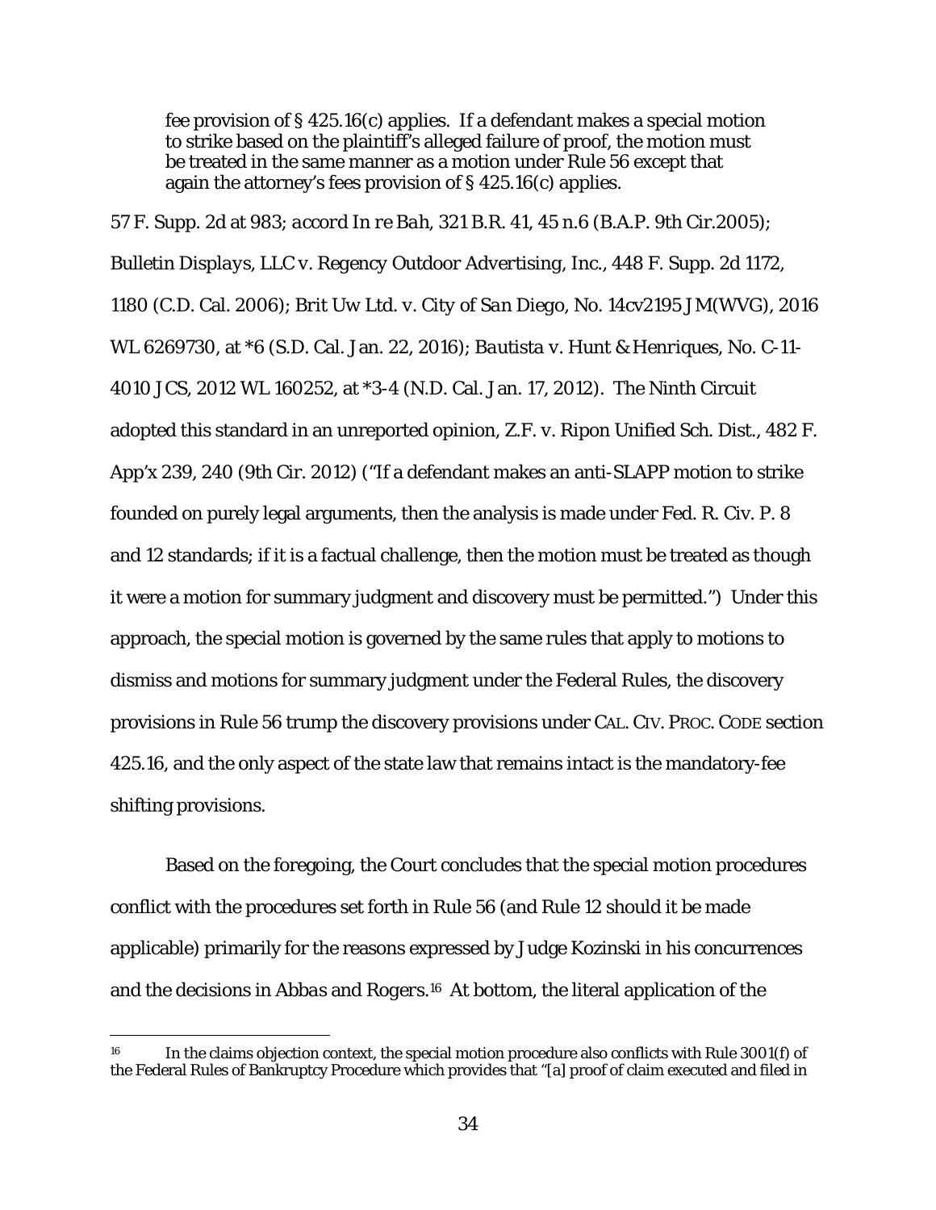> fee provision of § 425.16(c) applies. If a defendant makes a special motion to strike based on the plaintiff's alleged failure of proof, the motion must be treated in the same manner as a motion under Rule 56 except that again the attorney's fees provision of § 425.16(c) applies.

57 F. Supp. 2d at 983; *accord In re Bah*, 321 B.R. 41, 45 n.6 (B.A.P. 9th Cir.2005); *Bulletin Displays, LLC v. Regency Outdoor Advertising, Inc.*, 448 F. Supp. 2d 1172, 1180 (C.D. Cal. 2006); *Brit Uw Ltd. v. City of San Diego*, No. 14cv2195 JM(WVG), 2016 WL 6269730, at *6 (S.D. Cal. Jan. 22, 2016); *Bautista v. Hunt & Henriques*, No. C-11-4010 JCS, 2012 WL 160252, at *3-4 (N.D. Cal. Jan. 17, 2012). The Ninth Circuit adopted this standard in an unreported opinion, *Z.F. v. Ripon Unified Sch. Dist.*, 482 F. App'x 239, 240 (9th Cir. 2012) ("If a defendant makes an anti-SLAPP motion to strike founded on purely legal arguments, then the analysis is made under Fed. R. Civ. P. 8 and 12 standards; if it is a factual challenge, then the motion must be treated as though it were a motion for summary judgment and discovery must be permitted.") Under this approach, the special motion is governed by the same rules that apply to motions to dismiss and motions for summary judgment under the Federal Rules, the discovery provisions in Rule 56 trump the discovery provisions under CAL. CIV. PROC. CODE section 425.16, and the only aspect of the state law that remains intact is the mandatory-fee shifting provisions.

Based on the foregoing, the Court concludes that the special motion procedures conflict with the procedures set forth in Rule 56 (and Rule 12 should it be made applicable) primarily for the reasons expressed by Judge Kozinski in his concurrences and the decisions in *Abbas* and *Rogers*.[16] At bottom, the literal application of the

[16] In the claims objection context, the special motion procedure also conflicts with Rule 3001(f) of the Federal Rules of Bankruptcy Procedure which provides that "[a] proof of claim executed and filed in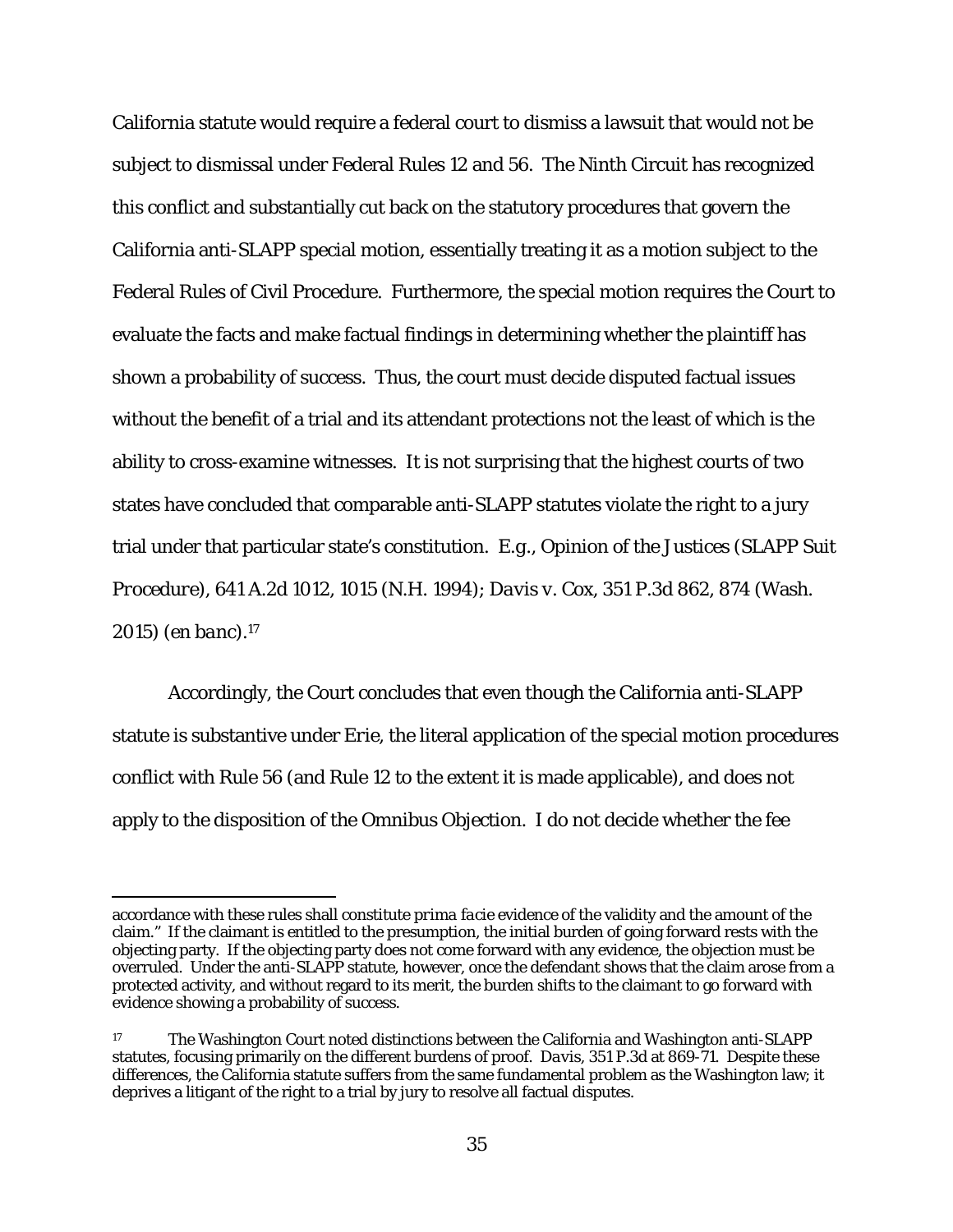California statute would require a federal court to dismiss a lawsuit that would not be subject to dismissal under Federal Rules 12 and 56. The Ninth Circuit has recognized this conflict and substantially cut back on the statutory procedures that govern the California anti-SLAPP special motion, essentially treating it as a motion subject to the Federal Rules of Civil Procedure. Furthermore, the special motion requires the Court to evaluate the facts and make factual findings in determining whether the plaintiff has shown a probability of success. Thus, the court must decide disputed factual issues without the benefit of a trial and its attendant protections not the least of which is the ability to cross-examine witnesses. It is not surprising that the highest courts of two states have concluded that comparable anti-SLAPP statutes violate the right to a jury trial under that particular state's constitution. *E.g.*, *Opinion of the Justices (SLAPP Suit Procedure)*, 641 A.2d 1012, 1015 (N.H. 1994); *Davis v. Cox*, 351 P.3d 862, 874 (Wash. 2015) (*en banc*).[17]

Accordingly, the Court concludes that even though the California anti-SLAPP statute is substantive under *Erie*, the literal application of the special motion procedures conflict with Rule 56 (and Rule 12 to the extent it is made applicable), and does not apply to the disposition of the Omnibus Objection. I do not decide whether the fee

---

accordance with these rules shall constitute *prima facie* evidence of the validity and the amount of the claim." If the claimant is entitled to the presumption, the initial burden of going forward rests with the objecting party. If the objecting party does not come forward with any evidence, the objection must be overruled. Under the anti-SLAPP statute, however, once the defendant shows that the claim arose from a protected activity, and without regard to its merit, the burden shifts to the claimant to go forward with evidence showing a probability of success.

[17] The Washington Court noted distinctions between the California and Washington anti-SLAPP statutes, focusing primarily on the different burdens of proof. *Davis*, 351 P.3d at 869-71. Despite these differences, the California statute suffers from the same fundamental problem as the Washington law; it deprives a litigant of the right to a trial by jury to resolve all factual disputes.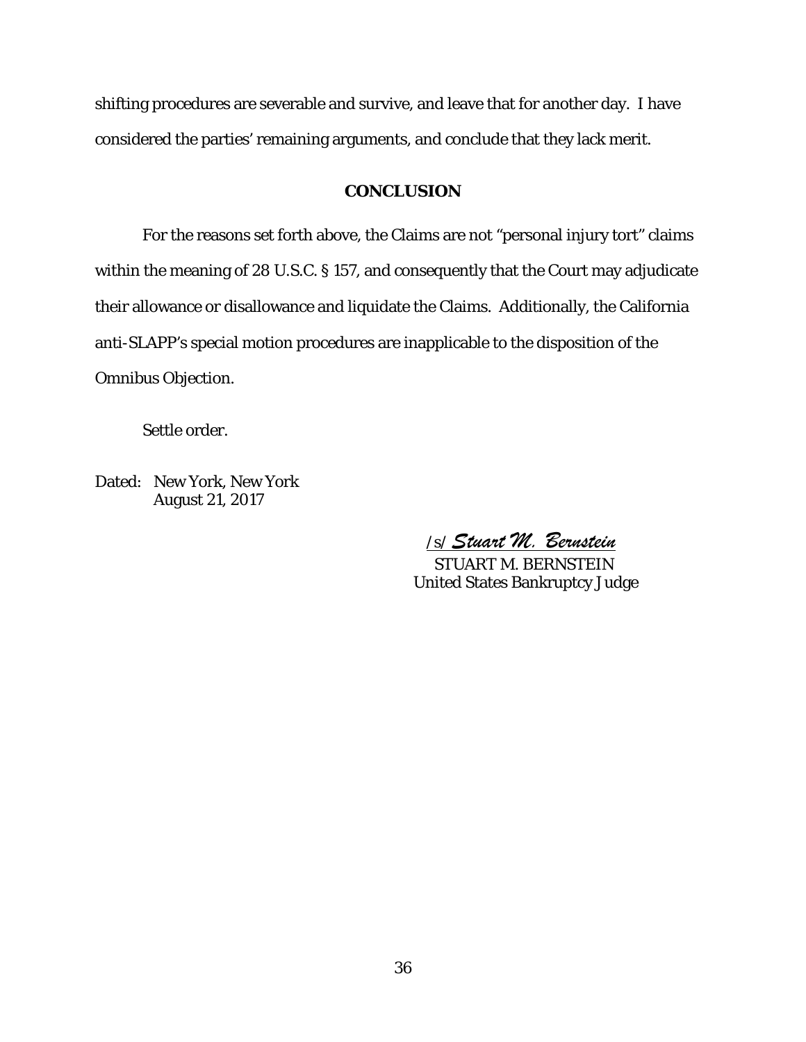shifting procedures are severable and survive, and leave that for another day. I have considered the parties' remaining arguments, and conclude that they lack merit.

## CONCLUSION

For the reasons set forth above, the Claims are not "personal injury tort" claims within the meaning of 28 U.S.C. § 157, and consequently that the Court may adjudicate their allowance or disallowance and liquidate the Claims. Additionally, the California anti-SLAPP's special motion procedures are inapplicable to the disposition of the Omnibus Objection.

Settle order.

Dated: New York, New York
August 21, 2017

/s/ *Stuart M. Bernstein*
STUART M. BERNSTEIN
United States Bankruptcy Judge